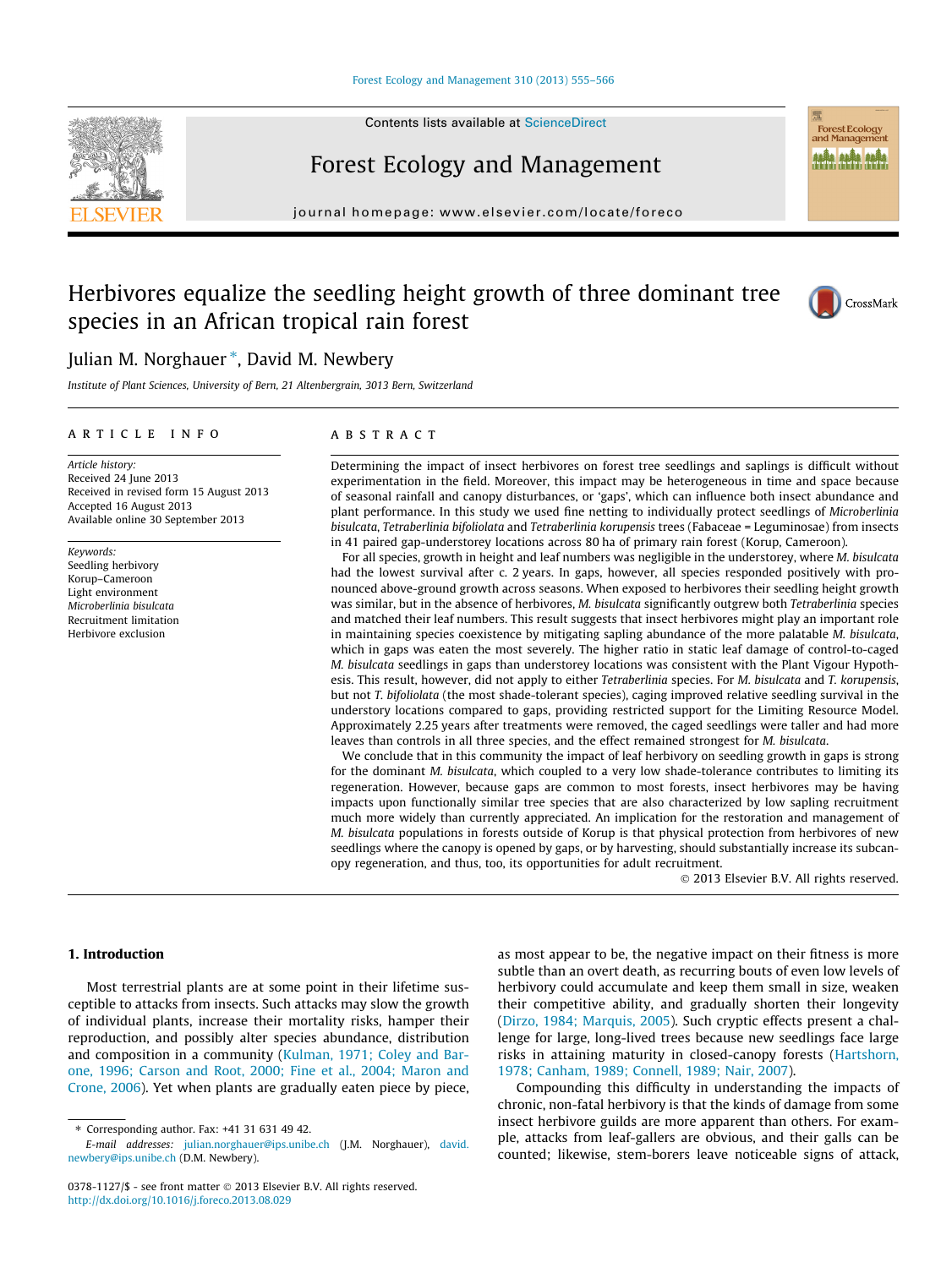# Herbivores equalize the seedling height growth of three dominant tree species in an African tropical rain forest

Julian M. Norghauer *, David M. Newbery

Institute of Plant Sciences, University of Bern, 21 Altenbergrain, 3013 Bern, Switzerland

## ARTICLE INFO

*Article history:*
Received 24 June 2013
Received in revised form 15 August 2013
Accepted 16 August 2013
Available online 30 September 2013

*Keywords:*
Seedling herbivory
Korup–Cameroon
Light environment
*Microberlinia bisulcata*
Recruitment limitation
Herbivore exclusion

## ABSTRACT

Determining the impact of insect herbivores on forest tree seedlings and saplings is difficult without experimentation in the field. Moreover, this impact may be heterogeneous in time and space because of seasonal rainfall and canopy disturbances, or 'gaps', which can influence both insect abundance and plant performance. In this study we used fine netting to individually protect seedlings of *Microberlinia bisulcata*, *Tetraberlinia bifoliolata* and *Tetraberlinia korupensis* trees (Fabaceae = Leguminosae) from insects in 41 paired gap-understorey locations across 80 ha of primary rain forest (Korup, Cameroon).

For all species, growth in height and leaf numbers was negligible in the understorey, where *M. bisulcata* had the lowest survival after c. 2 years. In gaps, however, all species responded positively with pronounced above-ground growth across seasons. When exposed to herbivores their seedling height growth was similar, but in the absence of herbivores, *M. bisulcata* significantly outgrew both *Tetraberlinia* species and matched their leaf numbers. This result suggests that insect herbivores might play an important role in maintaining species coexistence by mitigating sapling abundance of the more palatable *M. bisulcata*, which in gaps was eaten the most severely. The higher ratio in static leaf damage of control-to-caged *M. bisulcata* seedlings in gaps than understorey locations was consistent with the Plant Vigour Hypothesis. This result, however, did not apply to either *Tetraberlinia* species. For *M. bisulcata* and *T. korupensis*, but not *T. bifoliolata* (the most shade-tolerant species), caging improved relative seedling survival in the understory locations compared to gaps, providing restricted support for the Limiting Resource Model. Approximately 2.25 years after treatments were removed, the caged seedlings were taller and had more leaves than controls in all three species, and the effect remained strongest for *M. bisulcata*.

We conclude that in this community the impact of leaf herbivory on seedling growth in gaps is strong for the dominant *M. bisulcata*, which coupled to a very low shade-tolerance contributes to limiting its regeneration. However, because gaps are common to most forests, insect herbivores may be having impacts upon functionally similar tree species that are also characterized by low sapling recruitment much more widely than currently appreciated. An implication for the restoration and management of *M. bisulcata* populations in forests outside of Korup is that physical protection from herbivores of new seedlings where the canopy is opened by gaps, or by harvesting, should substantially increase its subcanopy regeneration, and thus, too, its opportunities for adult recruitment.

© 2013 Elsevier B.V. All rights reserved.

## 1. Introduction

Most terrestrial plants are at some point in their lifetime susceptible to attacks from insects. Such attacks may slow the growth of individual plants, increase their mortality risks, hamper their reproduction, and possibly alter species abundance, distribution and composition in a community (Kulman, 1971; Coley and Barone, 1996; Carson and Root, 2000; Fine et al., 2004; Maron and Crone, 2006). Yet when plants are gradually eaten piece by piece, as most appear to be, the negative impact on their fitness is more subtle than an overt death, as recurring bouts of even low levels of herbivory could accumulate and keep them small in size, weaken their competitive ability, and gradually shorten their longevity (Dirzo, 1984; Marquis, 2005). Such cryptic effects present a challenge for large, long-lived trees because new seedlings face large risks in attaining maturity in closed-canopy forests (Hartshorn, 1978; Canham, 1989; Connell, 1989; Nair, 2007).

Compounding this difficulty in understanding the impacts of chronic, non-fatal herbivory is that the kinds of damage from some insect herbivore guilds are more apparent than others. For example, attacks from leaf-gallers are obvious, and their galls can be counted; likewise, stem-borers leave noticeable signs of attack,

---

* Corresponding author. Fax: +41 31 631 49 42.
E-mail addresses: julian.norghauer@ips.unibe.ch (J.M. Norghauer), david.newbery@ips.unibe.ch (D.M. Newbery).

0378-1127/$ - see front matter © 2013 Elsevier B.V. All rights reserved.
http://dx.doi.org/10.1016/j.foreco.2013.08.029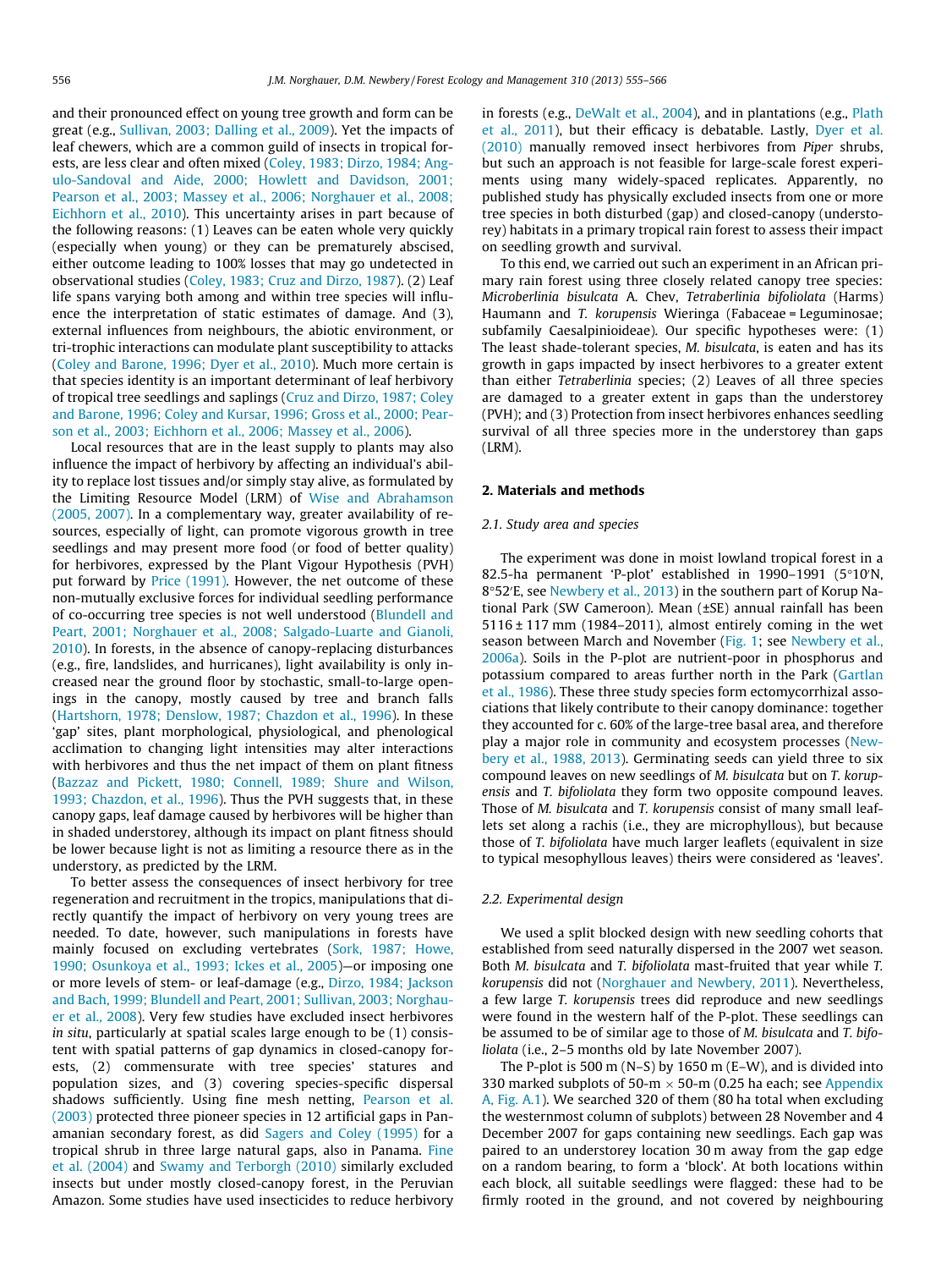and their pronounced effect on young tree growth and form can be great (e.g., Sullivan, 2003; Dalling et al., 2009). Yet the impacts of leaf chewers, which are a common guild of insects in tropical forests, are less clear and often mixed (Coley, 1983; Dirzo, 1984; Angulo-Sandoval and Aide, 2000; Howlett and Davidson, 2001; Pearson et al., 2003; Massey et al., 2006; Norghauer et al., 2008; Eichhorn et al., 2010). This uncertainty arises in part because of the following reasons: (1) Leaves can be eaten whole very quickly (especially when young) or they can be prematurely abscised, either outcome leading to 100% losses that may go undetected in observational studies (Coley, 1983; Cruz and Dirzo, 1987). (2) Leaf life spans varying both among and within tree species will influence the interpretation of static estimates of damage. And (3), external influences from neighbours, the abiotic environment, or tri-trophic interactions can modulate plant susceptibility to attacks (Coley and Barone, 1996; Dyer et al., 2010). Much more certain is that species identity is an important determinant of leaf herbivory of tropical tree seedlings and saplings (Cruz and Dirzo, 1987; Coley and Barone, 1996; Coley and Kursar, 1996; Gross et al., 2000; Pearson et al., 2003; Eichhorn et al., 2006; Massey et al., 2006).

Local resources that are in the least supply to plants may also influence the impact of herbivory by affecting an individual's ability to replace lost tissues and/or simply stay alive, as formulated by the Limiting Resource Model (LRM) of Wise and Abrahamson (2005, 2007). In a complementary way, greater availability of resources, especially of light, can promote vigorous growth in tree seedlings and may present more food (or food of better quality) for herbivores, expressed by the Plant Vigour Hypothesis (PVH) put forward by Price (1991). However, the net outcome of these non-mutually exclusive forces for individual seedling performance of co-occurring tree species is not well understood (Blundell and Peart, 2001; Norghauer et al., 2008; Salgado-Luarte and Gianoli, 2010). In forests, in the absence of canopy-replacing disturbances (e.g., fire, landslides, and hurricanes), light availability is only increased near the ground floor by stochastic, small-to-large openings in the canopy, mostly caused by tree and branch falls (Hartshorn, 1978; Denslow, 1987; Chazdon et al., 1996). In these 'gap' sites, plant morphological, physiological, and phenological acclimation to changing light intensities may alter interactions with herbivores and thus the net impact of them on plant fitness (Bazzaz and Pickett, 1980; Connell, 1989; Shure and Wilson, 1993; Chazdon, et al., 1996). Thus the PVH suggests that, in these canopy gaps, leaf damage caused by herbivores will be higher than in shaded understorey, although its impact on plant fitness should be lower because light is not as limiting a resource there as in the understory, as predicted by the LRM.

To better assess the consequences of insect herbivory for tree regeneration and recruitment in the tropics, manipulations that directly quantify the impact of herbivory on very young trees are needed. To date, however, such manipulations in forests have mainly focused on excluding vertebrates (Sork, 1987; Howe, 1990; Osunkoya et al., 1993; Ickes et al., 2005)—or imposing one or more levels of stem- or leaf-damage (e.g., Dirzo, 1984; Jackson and Bach, 1999; Blundell and Peart, 2001; Sullivan, 2003; Norghauer et al., 2008). Very few studies have excluded insect herbivores *in situ*, particularly at spatial scales large enough to be (1) consistent with spatial patterns of gap dynamics in closed-canopy forests, (2) commensurate with tree species' statures and population sizes, and (3) covering species-specific dispersal shadows sufficiently. Using fine mesh netting, Pearson et al. (2003) protected three pioneer species in 12 artificial gaps in Panamanian secondary forest, as did Sagers and Coley (1995) for a tropical shrub in three large natural gaps, also in Panama. Fine et al. (2004) and Swamy and Terborgh (2010) similarly excluded insects but under mostly closed-canopy forest, in the Peruvian Amazon. Some studies have used insecticides to reduce herbivory in forests (e.g., DeWalt et al., 2004), and in plantations (e.g., Plath et al., 2011), but their efficacy is debatable. Lastly, Dyer et al. (2010) manually removed insect herbivores from *Piper* shrubs, but such an approach is not feasible for large-scale forest experiments using many widely-spaced replicates. Apparently, no published study has physically excluded insects from one or more tree species in both disturbed (gap) and closed-canopy (understorey) habitats in a primary tropical rain forest to assess their impact on seedling growth and survival.

To this end, we carried out such an experiment in an African primary rain forest using three closely related canopy tree species: *Microberlinia bisulcata* A. Chev, *Tetraberlinia bifoliolata* (Harms) Haumann and *T. korupensis* Wieringa (Fabaceae = Leguminosae; subfamily Caesalpinioideae). Our specific hypotheses were: (1) The least shade-tolerant species, *M. bisulcata*, is eaten and has its growth in gaps impacted by insect herbivores to a greater extent than either *Tetraberlinia* species; (2) Leaves of all three species are damaged to a greater extent in gaps than the understorey (PVH); and (3) Protection from insect herbivores enhances seedling survival of all three species more in the understorey than gaps (LRM).

## 2. Materials and methods

### 2.1. Study area and species

The experiment was done in moist lowland tropical forest in a 82.5-ha permanent 'P-plot' established in 1990–1991 (5°10′N, 8°52′E, see Newbery et al., 2013) in the southern part of Korup National Park (SW Cameroon). Mean (±SE) annual rainfall has been 5116 ± 117 mm (1984–2011), almost entirely coming in the wet season between March and November (Fig. 1; see Newbery et al., 2006a). Soils in the P-plot are nutrient-poor in phosphorus and potassium compared to areas further north in the Park (Gartlan et al., 1986). These three study species form ectomycorrhizal associations that likely contribute to their canopy dominance: together they accounted for c. 60% of the large-tree basal area, and therefore play a major role in community and ecosystem processes (Newbery et al., 1988, 2013). Germinating seeds can yield three to six compound leaves on new seedlings of *M. bisulcata* but on *T. korupensis* and *T. bifoliolata* they form two opposite compound leaves. Those of *M. bisulcata* and *T. korupensis* consist of many small leaflets set along a rachis (i.e., they are microphyllous), but because those of *T. bifoliolata* have much larger leaflets (equivalent in size to typical mesophyllous leaves) theirs were considered as 'leaves'.

### 2.2. Experimental design

We used a split blocked design with new seedling cohorts that established from seed naturally dispersed in the 2007 wet season. Both *M. bisulcata* and *T. bifoliolata* mast-fruited that year while *T. korupensis* did not (Norghauer and Newbery, 2011). Nevertheless, a few large *T. korupensis* trees did reproduce and new seedlings were found in the western half of the P-plot. These seedlings can be assumed to be of similar age to those of *M. bisulcata* and *T. bifoliolata* (i.e., 2–5 months old by late November 2007).

The P-plot is 500 m (N–S) by 1650 m (E–W), and is divided into 330 marked subplots of 50-m × 50-m (0.25 ha each; see Appendix A, Fig. A.1). We searched 320 of them (80 ha total when excluding the westernmost column of subplots) between 28 November and 4 December 2007 for gaps containing new seedlings. Each gap was paired to an understorey location 30 m away from the gap edge on a random bearing, to form a 'block'. At both locations within each block, all suitable seedlings were flagged: these had to be firmly rooted in the ground, and not covered by neighbouring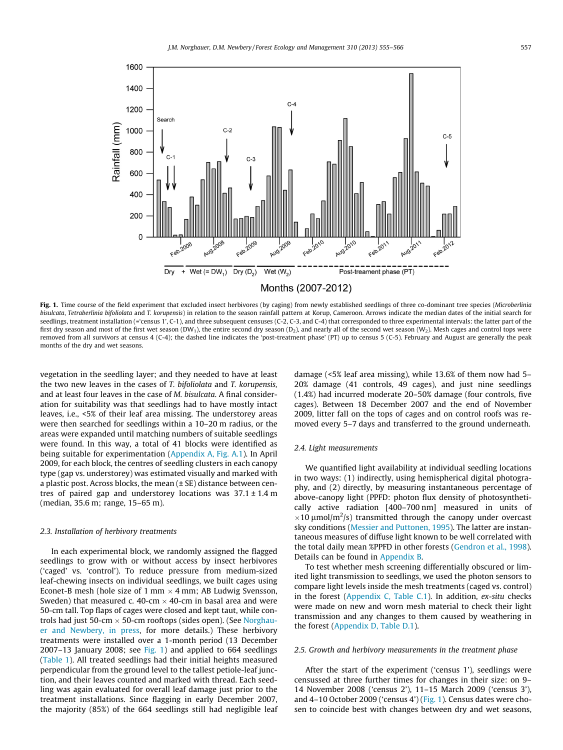1600
1400
1200
1000
800
600
400
200
0

Rainfall (mm)

Search

C-1

C-2

C-3

C-4

C-5

Feb 2008
Aug 2008
Feb 2009
Aug 2009
Feb 2010
Aug 2010
Feb 2011
Aug 2011
Feb 2012

Dry + Wet (= $DW_1$) Dry ($D_2$) Wet ($W_2$) Post-treament phase (PT)

Months (2007-2012)

**Fig. 1.** Time course of the field experiment that excluded insect herbivores (by caging) from newly established seedlings of three co-dominant tree species (*Microberlinia bisulcata*, *Tetraberlinia bifoliolata* and *T. korupensis*) in relation to the season rainfall pattern at Korup, Cameroon. Arrows indicate the median dates of the initial search for seedlings, treatment installation (='census 1', C-1), and three subsequent censuses (C-2, C-3, and C-4) that corresponded to three experimental intervals: the latter part of the first dry season and most of the first wet season ($DW_1$), the entire second dry season ($D_2$), and nearly all of the second wet season ($W_2$). Mesh cages and control tops were removed from all survivors at census 4 (C-4); the dashed line indicates the 'post-treatment phase' (PT) up to census 5 (C-5). February and August are generally the peak months of the dry and wet seasons.

vegetation in the seedling layer; and they needed to have at least the two new leaves in the cases of *T. bifoliolata* and *T. korupensis*, and at least four leaves in the case of *M. bisulcata*. A final consideration for suitability was that seedlings had to have mostly intact leaves, i.e., <5% of their leaf area missing. The understorey areas were then searched for seedlings within a 10–20 m radius, or the areas were expanded until matching numbers of suitable seedlings were found. In this way, a total of 41 blocks were identified as being suitable for experimentation (Appendix A, Fig. A.1). In April 2009, for each block, the centres of seedling clusters in each canopy type (gap vs. understorey) was estimated visually and marked with a plastic post. Across blocks, the mean (± SE) distance between centres of paired gap and understorey locations was 37.1 ± 1.4 m (median, 35.6 m; range, 15–65 m).

### 2.3. Installation of herbivory treatments

In each experimental block, we randomly assigned the flagged seedlings to grow with or without access by insect herbivores ('caged' vs. 'control'). To reduce pressure from medium-sized leaf-chewing insects on individual seedlings, we built cages using Econet-B mesh (hole size of 1 mm × 4 mm; AB Ludwig Svensson, Sweden) that measured c. 40-cm × 40-cm in basal area and were 50-cm tall. Top flaps of cages were closed and kept taut, while controls had just 50-cm × 50-cm rooftops (sides open). (See Norghauer and Newbery, in press, for more details.) These herbivory treatments were installed over a 1-month period (13 December 2007–13 January 2008; see Fig. 1) and applied to 664 seedlings (Table 1). All treated seedlings had their initial heights measured perpendicular from the ground level to the tallest petiole-leaf junction, and their leaves counted and marked with thread. Each seedling was again evaluated for overall leaf damage just prior to the treatment installations. Since flagging in early December 2007, the majority (85%) of the 664 seedlings still had negligible leaf damage (<5% leaf area missing), while 13.6% of them now had 5–20% damage (41 controls, 49 cages), and just nine seedlings (1.4%) had incurred moderate 20–50% damage (four controls, five cages). Between 18 December 2007 and the end of November 2009, litter fall on the tops of cages and on control roofs was removed every 5–7 days and transferred to the ground underneath.

### 2.4. Light measurements

We quantified light availability at individual seedling locations in two ways: (1) indirectly, using hemispherical digital photography, and (2) directly, by measuring instantaneous percentage of above-canopy light (PPFD: photon flux density of photosynthetically active radiation [400–700 nm] measured in units of $\times 10\ \mu mol/m^2/s$) transmitted through the canopy under overcast sky conditions (Messier and Puttonen, 1995). The latter are instantaneous measures of diffuse light known to be well correlated with the total daily mean %PPFD in other forests (Gendron et al., 1998). Details can be found in Appendix B.

To test whether mesh screening differentially obscured or limited light transmission to seedlings, we used the photon sensors to compare light levels inside the mesh treatments (caged vs. control) in the forest (Appendix C, Table C.1). In addition, *ex-situ* checks were made on new and worn mesh material to check their light transmission and any changes to them caused by weathering in the forest (Appendix D, Table D.1).

### 2.5. Growth and herbivory measurements in the treatment phase

After the start of the experiment ('census 1'), seedlings were censussed at three further times for changes in their size: on 9–14 November 2008 ('census 2'), 11–15 March 2009 ('census 3'), and 4–10 October 2009 ('census 4') (Fig. 1). Census dates were chosen to coincide best with changes between dry and wet seasons,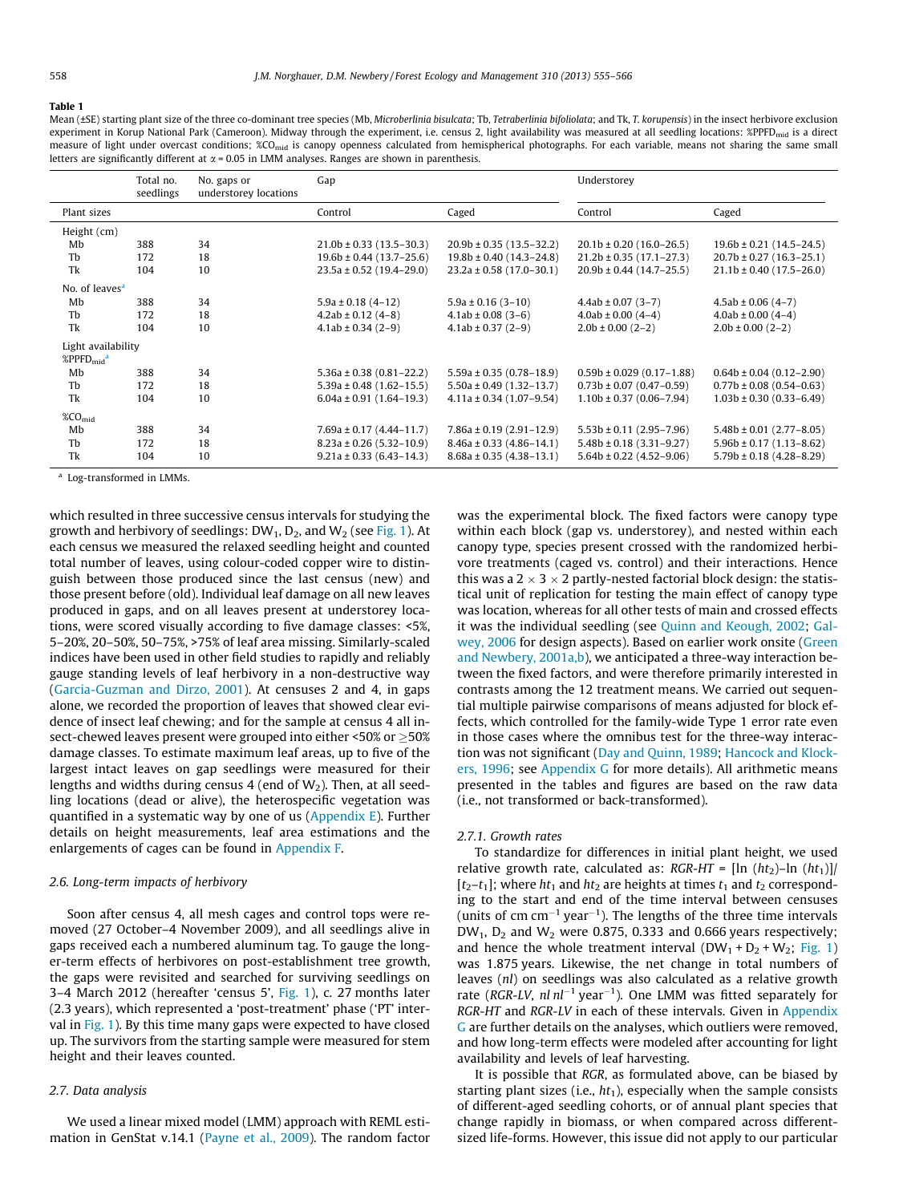**Table 1**

Mean (±SE) starting plant size of the three co-dominant tree species (Mb, *Microberlinia bisulcata*; Tb, *Tetraberlinia bifoliolata*; and Tk, *T. korupensis*) in the insect herbivore exclusion experiment in Korup National Park (Cameroon). Midway through the experiment, i.e. census 2, light availability was measured at all seedling locations: $\%PPFD_{mid}$ is a direct measure of light under overcast conditions; $\%CO_{mid}$ is canopy openness calculated from hemispherical photographs. For each variable, means not sharing the same small letters are significantly different at $\alpha = 0.05$ in LMM analyses. Ranges are shown in parenthesis.

| | Total no. seedlings | No. gaps or understorey locations | Gap | | Understorey | |
|---|---|---|---|---|---|---|
| Plant sizes | | | Control | Caged | Control | Caged |
| Height (cm) | | | | | | |
| Mb | 388 | 34 | 21.0b ± 0.33 (13.5–30.3) | 20.9b ± 0.35 (13.5–32.2) | 20.1b ± 0.20 (16.0–26.5) | 19.6b ± 0.21 (14.5–24.5) |
| Tb | 172 | 18 | 19.6b ± 0.44 (13.7–25.6) | 19.8b ± 0.40 (14.3–24.8) | 21.2b ± 0.35 (17.1–27.3) | 20.7b ± 0.27 (16.3–25.1) |
| Tk | 104 | 10 | 23.5a ± 0.52 (19.4–29.0) | 23.2a ± 0.58 (17.0–30.1) | 20.9b ± 0.44 (14.7–25.5) | 21.1b ± 0.40 (17.5–26.0) |
| No. of leaves[a] | | | | | | |
| Mb | 388 | 34 | 5.9a ± 0.18 (4–12) | 5.9a ± 0.16 (3–10) | 4.4ab ± 0.07 (3–7) | 4.5ab ± 0.06 (4–7) |
| Tb | 172 | 18 | 4.2ab ± 0.12 (4–8) | 4.1ab ± 0.08 (3–6) | 4.0ab ± 0.00 (4–4) | 4.0ab ± 0.00 (4–4) |
| Tk | 104 | 10 | 4.1ab ± 0.34 (2–9) | 4.1ab ± 0.37 (2–9) | 2.0b ± 0.00 (2–2) | 2.0b ± 0.00 (2–2) |
| Light availability | | | | | | |
| $\%PPFD_{mid}$[a] | | | | | | |
| Mb | 388 | 34 | 5.36a ± 0.38 (0.81–22.2) | 5.59a ± 0.35 (0.78–18.9) | 0.59b ± 0.029 (0.17–1.88) | 0.64b ± 0.04 (0.12–2.90) |
| Tb | 172 | 18 | 5.39a ± 0.48 (1.62–15.5) | 5.50a ± 0.49 (1.32–13.7) | 0.73b ± 0.07 (0.47–0.59) | 0.77b ± 0.08 (0.54–0.63) |
| Tk | 104 | 10 | 6.04a ± 0.91 (1.64–19.3) | 4.11a ± 0.34 (1.07–9.54) | 1.10b ± 0.37 (0.06–7.94) | 1.03b ± 0.30 (0.33–6.49) |
| $\%CO_{mid}$ | | | | | | |
| Mb | 388 | 34 | 7.69a ± 0.17 (4.44–11.7) | 7.86a ± 0.19 (2.91–12.9) | 5.53b ± 0.11 (2.95–7.96) | 5.48b ± 0.01 (2.77–8.05) |
| Tb | 172 | 18 | 8.23a ± 0.26 (5.32–10.9) | 8.46a ± 0.33 (4.86–14.1) | 5.48b ± 0.18 (3.31–9.27) | 5.96b ± 0.17 (1.13–8.62) |
| Tk | 104 | 10 | 9.21a ± 0.33 (6.43–14.3) | 8.68a ± 0.35 (4.38–13.1) | 5.64b ± 0.22 (4.52–9.06) | 5.79b ± 0.18 (4.28–8.29) |

[a] Log-transformed in LMMs.

which resulted in three successive census intervals for studying the growth and herbivory of seedlings: $DW_1$, $D_2$, and $W_2$ (see Fig. 1). At each census we measured the relaxed seedling height and counted total number of leaves, using colour-coded copper wire to distinguish between those produced since the last census (new) and those present before (old). Individual leaf damage on all new leaves produced in gaps, and on all leaves present at understorey locations, were scored visually according to five damage classes: <5%, 5–20%, 20–50%, 50–75%, >75% of leaf area missing. Similarly-scaled indices have been used in other field studies to rapidly and reliably gauge standing levels of leaf herbivory in a non-destructive way (Garcia-Guzman and Dirzo, 2001). At censuses 2 and 4, in gaps alone, we recorded the proportion of leaves that showed clear evidence of insect leaf chewing; and for the sample at census 4 all insect-chewed leaves present were grouped into either <50% or ≥50% damage classes. To estimate maximum leaf areas, up to five of the largest intact leaves on gap seedlings were measured for their lengths and widths during census 4 (end of $W_2$). Then, at all seedling locations (dead or alive), the heterospecific vegetation was quantified in a systematic way by one of us (Appendix E). Further details on height measurements, leaf area estimations and the enlargements of cages can be found in Appendix F.

### 2.6. Long-term impacts of herbivory

Soon after census 4, all mesh cages and control tops were removed (27 October–4 November 2009), and all seedlings alive in gaps received each a numbered aluminum tag. To gauge the longer-term effects of herbivores on post-establishment tree growth, the gaps were revisited and searched for surviving seedlings on 3–4 March 2012 (hereafter 'census 5', Fig. 1), c. 27 months later (2.3 years), which represented a 'post-treatment' phase ('PT' interval in Fig. 1). By this time many gaps were expected to have closed up. The survivors from the starting sample were measured for stem height and their leaves counted.

### 2.7. Data analysis

We used a linear mixed model (LMM) approach with REML estimation in GenStat v.14.1 (Payne et al., 2009). The random factor was the experimental block. The fixed factors were canopy type within each block (gap vs. understorey), and nested within each canopy type, species present crossed with the randomized herbivore treatments (caged vs. control) and their interactions. Hence this was a 2 × 3 × 2 partly-nested factorial block design: the statistical unit of replication for testing the main effect of canopy type was location, whereas for all other tests of main and crossed effects it was the individual seedling (see Quinn and Keough, 2002; Galwey, 2006 for design aspects). Based on earlier work onsite (Green and Newbery, 2001a,b), we anticipated a three-way interaction between the fixed factors, and were therefore primarily interested in contrasts among the 12 treatment means. We carried out sequential multiple pairwise comparisons of means adjusted for block effects, which controlled for the family-wide Type 1 error rate even in those cases where the omnibus test for the three-way interaction was not significant (Day and Quinn, 1989; Hancock and Klockers, 1996; see Appendix G for more details). All arithmetic means presented in the tables and figures are based on the raw data (i.e., not transformed or back-transformed).

#### 2.7.1. Growth rates

To standardize for differences in initial plant height, we used relative growth rate, calculated as: $RGR\text{-}HT = [\ln(ht_2) - \ln(ht_1)]/[t_2 - t_1]$; where $ht_1$ and $ht_2$ are heights at times $t_1$ and $t_2$ corresponding to the start and end of the time interval between censuses (units of cm $cm^{-1}$ $year^{-1}$). The lengths of the three time intervals $DW_1$, $D_2$ and $W_2$ were 0.875, 0.333 and 0.666 years respectively; and hence the whole treatment interval ($DW_1 + D_2 + W_2$; Fig. 1) was 1.875 years. Likewise, the net change in total numbers of leaves ($nl$) on seedlings was also calculated as a relative growth rate ($RGR\text{-}LV$, $nl$ $nl^{-1}$ $year^{-1}$). One LMM was fitted separately for $RGR\text{-}HT$ and $RGR\text{-}LV$ in each of these intervals. Given in Appendix G are further details on the analyses, which outliers were removed, and how long-term effects were modeled after accounting for light availability and levels of leaf harvesting.

It is possible that $RGR$, as formulated above, can be biased by starting plant sizes (i.e., $ht_1$), especially when the sample consists of different-aged seedling cohorts, or of annual plant species that change rapidly in biomass, or when compared across different-sized life-forms. However, this issue did not apply to our particular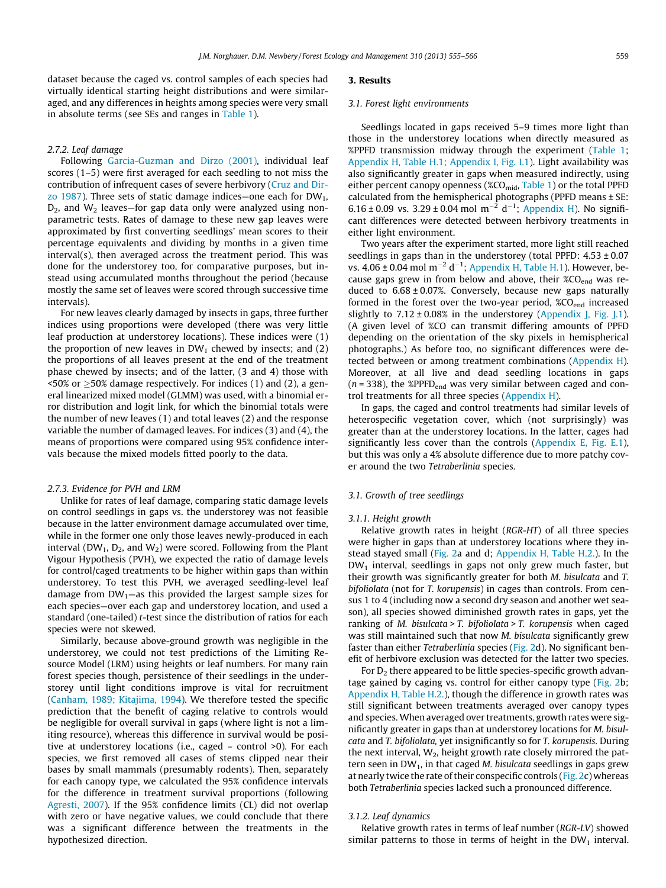dataset because the caged vs. control samples of each species had virtually identical starting height distributions and were similar-aged, and any differences in heights among species were very small in absolute terms (see SEs and ranges in Table 1).

#### 2.7.2. Leaf damage

Following Garcia-Guzman and Dirzo (2001), individual leaf scores (1–5) were first averaged for each seedling to not miss the contribution of infrequent cases of severe herbivory (Cruz and Dirzo 1987). Three sets of static damage indices—one each for $DW_1$, $D_2$, and $W_2$ leaves—for gap data only were analyzed using non-parametric tests. Rates of damage to these new gap leaves were approximated by first converting seedlings' mean scores to their percentage equivalents and dividing by months in a given time interval(s), then averaged across the treatment period. This was done for the understorey too, for comparative purposes, but instead using accumulated months throughout the period (because mostly the same set of leaves were scored through successive time intervals).

For new leaves clearly damaged by insects in gaps, three further indices using proportions were developed (there was very little leaf production at understorey locations). These indices were (1) the proportion of new leaves in $DW_1$ chewed by insects; and (2) the proportions of all leaves present at the end of the treatment phase chewed by insects; and of the latter, (3 and 4) those with <50% or ≥50% damage respectively. For indices (1) and (2), a general linearized mixed model (GLMM) was used, with a binomial error distribution and logit link, for which the binomial totals were the number of new leaves (1) and total leaves (2) and the response variable the number of damaged leaves. For indices (3) and (4), the means of proportions were compared using 95% confidence intervals because the mixed models fitted poorly to the data.

#### 2.7.3. Evidence for PVH and LRM

Unlike for rates of leaf damage, comparing static damage levels on control seedlings in gaps vs. the understorey was not feasible because in the latter environment damage accumulated over time, while in the former one only those leaves newly-produced in each interval ($DW_1$, $D_2$, and $W_2$) were scored. Following from the Plant Vigour Hypothesis (PVH), we expected the ratio of damage levels for control/caged treatments to be higher within gaps than within understorey. To test this PVH, we averaged seedling-level leaf damage from $DW_1$—as this provided the largest sample sizes for each species—over each gap and understorey location, and used a standard (one-tailed) *t*-test since the distribution of ratios for each species were not skewed.

Similarly, because above-ground growth was negligible in the understorey, we could not test predictions of the Limiting Resource Model (LRM) using heights or leaf numbers. For many rain forest species though, persistence of their seedlings in the understorey until light conditions improve is vital for recruitment (Canham, 1989; Kitajima, 1994). We therefore tested the specific prediction that the benefit of caging relative to controls would be negligible for overall survival in gaps (where light is not a limiting resource), whereas this difference in survival would be positive at understorey locations (i.e., caged – control >0). For each species, we first removed all cases of stems clipped near their bases by small mammals (presumably rodents). Then, separately for each canopy type, we calculated the 95% confidence intervals for the difference in treatment survival proportions (following Agresti, 2007). If the 95% confidence limits (CL) did not overlap with zero or have negative values, we could conclude that there was a significant difference between the treatments in the hypothesized direction.

## 3. Results

### 3.1. Forest light environments

Seedlings located in gaps received 5–9 times more light than those in the understorey locations when directly measured as %PPFD transmission midway through the experiment (Table 1; Appendix H, Table H.1; Appendix I, Fig. I.1). Light availability was also significantly greater in gaps when measured indirectly, using either percent canopy openness (%$CO_{mid}$, Table 1) or the total PPFD calculated from the hemispherical photographs (PPFD means ± SE: 6.16 ± 0.09 vs. 3.29 ± 0.04 mol $m^{-2}$ $d^{-1}$; Appendix H). No significant differences were detected between herbivory treatments in either light environment.

Two years after the experiment started, more light still reached seedlings in gaps than in the understorey (total PPFD: 4.53 ± 0.07 vs. 4.06 ± 0.04 mol $m^{-2}$ $d^{-1}$; Appendix H, Table H.1). However, because gaps grew in from below and above, their %$CO_{end}$ was reduced to 6.68 ± 0.07%. Conversely, because new gaps naturally formed in the forest over the two-year period, %$CO_{end}$ increased slightly to 7.12 ± 0.08% in the understorey (Appendix J, Fig. J.1). (A given level of %CO can transmit differing amounts of PPFD depending on the orientation of the sky pixels in hemispherical photographs.) As before too, no significant differences were detected between or among treatment combinations (Appendix H). Moreover, at all live and dead seedling locations in gaps ($n$ = 338), the %$PPFD_{end}$ was very similar between caged and control treatments for all three species (Appendix H).

In gaps, the caged and control treatments had similar levels of heterospecific vegetation cover, which (not surprisingly) was greater than at the understorey locations. In the latter, cages had significantly less cover than the controls (Appendix E, Fig. E.1), but this was only a 4% absolute difference due to more patchy cover around the two *Tetraberlinia* species.

### 3.1. Growth of tree seedlings

#### 3.1.1. Height growth

Relative growth rates in height (*RGR-HT*) of all three species were higher in gaps than at understorey locations where they instead stayed small (Fig. 2a and d; Appendix H, Table H.2.). In the $DW_1$ interval, seedlings in gaps not only grew much faster, but their growth was significantly greater for both *M. bisulcata* and *T. bifoliolata* (not for *T. korupensis*) in cages than controls. From census 1 to 4 (including now a second dry season and another wet season), all species showed diminished growth rates in gaps, yet the ranking of *M. bisulcata* > *T. bifoliolata* > *T. korupensis* when caged was still maintained such that now *M. bisulcata* significantly grew faster than either *Tetraberlinia* species (Fig. 2d). No significant benefit of herbivore exclusion was detected for the latter two species.

For $D_2$ there appeared to be little species-specific growth advantage gained by caging vs. control for either canopy type (Fig. 2b; Appendix H, Table H.2.), though the difference in growth rates was still significant between treatments averaged over canopy types and species. When averaged over treatments, growth rates were significantly greater in gaps than at understorey locations for *M. bisulcata* and *T. bifoliolata*, yet insignificantly so for *T. korupensis*. During the next interval, $W_2$, height growth rate closely mirrored the pattern seen in $DW_1$, in that caged *M. bisulcata* seedlings in gaps grew at nearly twice the rate of their conspecific controls (Fig. 2c) whereas both *Tetraberlinia* species lacked such a pronounced difference.

#### 3.1.2. Leaf dynamics

Relative growth rates in terms of leaf number (*RGR-LV*) showed similar patterns to those in terms of height in the $DW_1$ interval.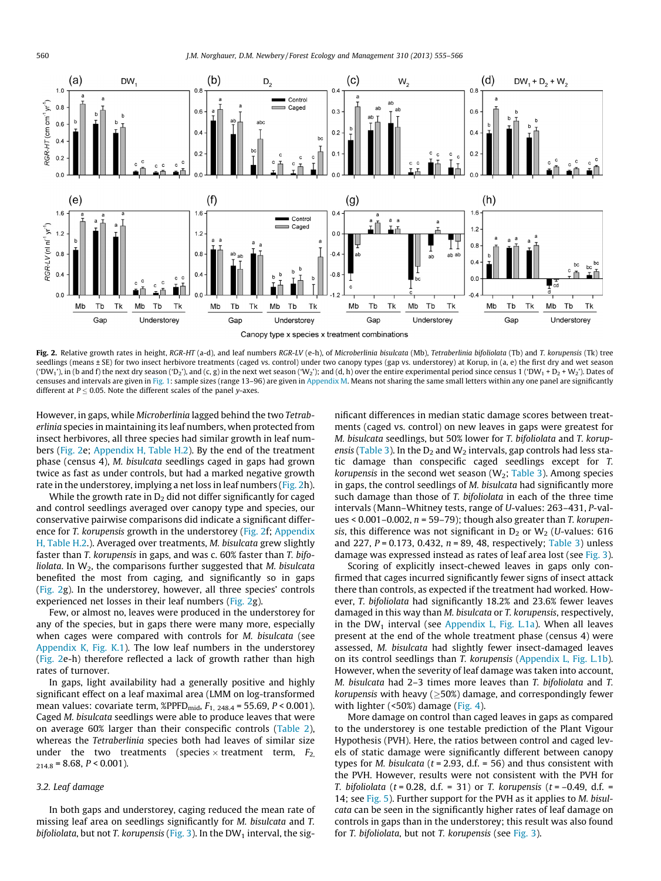(a) DW$_1$

(b) D$_2$

(c) W$_2$

(d) DW$_1$ + D$_2$ + W$_2$

RGR-HT (cm cm$^{-1}$ yr$^{-1}$)

Control
Caged

(e)

(f)

(g)

(h)

RGR-LV (nl nl$^{-1}$ yr$^{-1}$)

Mb Tb Tk Mb Tb Tk

Gap Understorey

Canopy type x species x treatment combinations

**Fig. 2.** Relative growth rates in height, *RGR-HT* (a-d), and leaf numbers *RGR-LV* (e-h), of *Microberlinia bisulcata* (Mb), *Tetraberlinia bifoliolata* (Tb) and *T. korupensis* (Tk) tree seedlings (means ± SE) for two insect herbivore treatments (caged vs. control) under two canopy types (gap vs. understorey) at Korup, in (a, e) the first dry and wet season ('DW$_1$'), in (b and f) the next dry season ('D$_2$'), and (c, g) in the next wet season ('W$_2$'); and (d, h) over the entire experimental period since census 1 ('DW$_1$ + D$_2$ + W$_2$'). Dates of censuses and intervals are given in Fig. 1: sample sizes (range 13–96) are given in Appendix M. Means not sharing the same small letters within any one panel are significantly different at $P \leq 0.05$. Note the different scales of the panel *y*-axes.

However, in gaps, while *Microberlinia* lagged behind the two *Tetraberlinia* species in maintaining its leaf numbers, when protected from insect herbivores, all three species had similar growth in leaf numbers (Fig. 2e; Appendix H, Table H.2). By the end of the treatment phase (census 4), *M. bisulcata* seedlings caged in gaps had grown twice as fast as under controls, but had a marked negative growth rate in the understorey, implying a net loss in leaf numbers (Fig. 2h).

While the growth rate in D$_2$ did not differ significantly for caged and control seedlings averaged over canopy type and species, our conservative pairwise comparisons did indicate a significant difference for *T. korupensis* growth in the understorey (Fig. 2f; Appendix H, Table H.2.). Averaged over treatments, *M. bisulcata* grew slightly faster than *T. korupensis* in gaps, and was c. 60% faster than *T. bifoliolata*. In W$_2$, the comparisons further suggested that *M. bisulcata* benefited the most from caging, and significantly so in gaps (Fig. 2g). In the understorey, however, all three species' controls experienced net losses in their leaf numbers (Fig. 2g).

Few, or almost no, leaves were produced in the understorey for any of the species, but in gaps there were many more, especially when cages were compared with controls for *M. bisulcata* (see Appendix K, Fig. K.1). The low leaf numbers in the understorey (Fig. 2e-h) therefore reflected a lack of growth rather than high rates of turnover.

In gaps, light availability had a generally positive and highly significant effect on a leaf maximal area (LMM on log-transformed mean values: covariate term, %PPFD$_{mid}$, $F_{1,\ 248.4}$ = 55.69, $P$ < 0.001). Caged *M. bisulcata* seedlings were able to produce leaves that were on average 60% larger than their conspecific controls (Table 2), whereas the *Tetraberlinia* species both had leaves of similar size under the two treatments (species × treatment term, $F_{2,\ 214.8}$ = 8.68, $P$ < 0.001).

### 3.2. Leaf damage

In both gaps and understorey, caging reduced the mean rate of missing leaf area on seedlings significantly for *M. bisulcata* and *T. bifoliolata*, but not *T. korupensis* (Fig. 3). In the DW$_1$ interval, the significant differences in median static damage scores between treatments (caged vs. control) on new leaves in gaps were greatest for *M. bisulcata* seedlings, but 50% lower for *T. bifoliolata* and *T. korupensis* (Table 3). In the D$_2$ and W$_2$ intervals, gap controls had less static damage than conspecific caged seedlings except for *T. korupensis* in the second wet season (W$_2$; Table 3). Among species in gaps, the control seedlings of *M. bisulcata* had significantly more such damage than those of *T. bifoliolata* in each of the three time intervals (Mann–Whitney tests, range of *U*-values: 263–431, *P*-values < 0.001–0.002, *n* = 59–79); though also greater than *T. korupensis*, this difference was not significant in D$_2$ or W$_2$ (*U*-values: 616 and 227, *P* = 0.173, 0.432, *n* = 89, 48, respectively; Table 3) unless damage was expressed instead as rates of leaf area lost (see Fig. 3).

Scoring of explicitly insect-chewed leaves in gaps only confirmed that cages incurred significantly fewer signs of insect attack there than controls, as expected if the treatment had worked. However, *T. bifoliolata* had significantly 18.2% and 23.6% fewer leaves damaged in this way than *M. bisulcata* or *T. korupensis*, respectively, in the DW$_1$ interval (see Appendix L, Fig. L.1a). When all leaves present at the end of the whole treatment phase (census 4) were assessed, *M. bisulcata* had slightly fewer insect-damaged leaves on its control seedlings than *T. korupensis* (Appendix L, Fig. L.1b). However, when the severity of leaf damage was taken into account, *M. bisulcata* had 2–3 times more leaves than *T. bifoliolata* and *T. korupensis* with heavy (≥50%) damage, and correspondingly fewer with lighter (<50%) damage (Fig. 4).

More damage on control than caged leaves in gaps as compared to the understorey is one testable prediction of the Plant Vigour Hypothesis (PVH). Here, the ratios between control and caged levels of static damage were significantly different between canopy types for *M. bisulcata* (*t* = 2.93, d.f. = 56) and thus consistent with the PVH. However, results were not consistent with the PVH for *T. bifoliolata* (*t* = 0.28, d.f. = 31) or *T. korupensis* (*t* = –0.49, d.f. = 14; see Fig. 5). Further support for the PVH as it applies to *M. bisulcata* can be seen in the significantly higher rates of leaf damage on controls in gaps than in the understorey; this result was also found for *T. bifoliolata*, but not *T. korupensis* (see Fig. 3).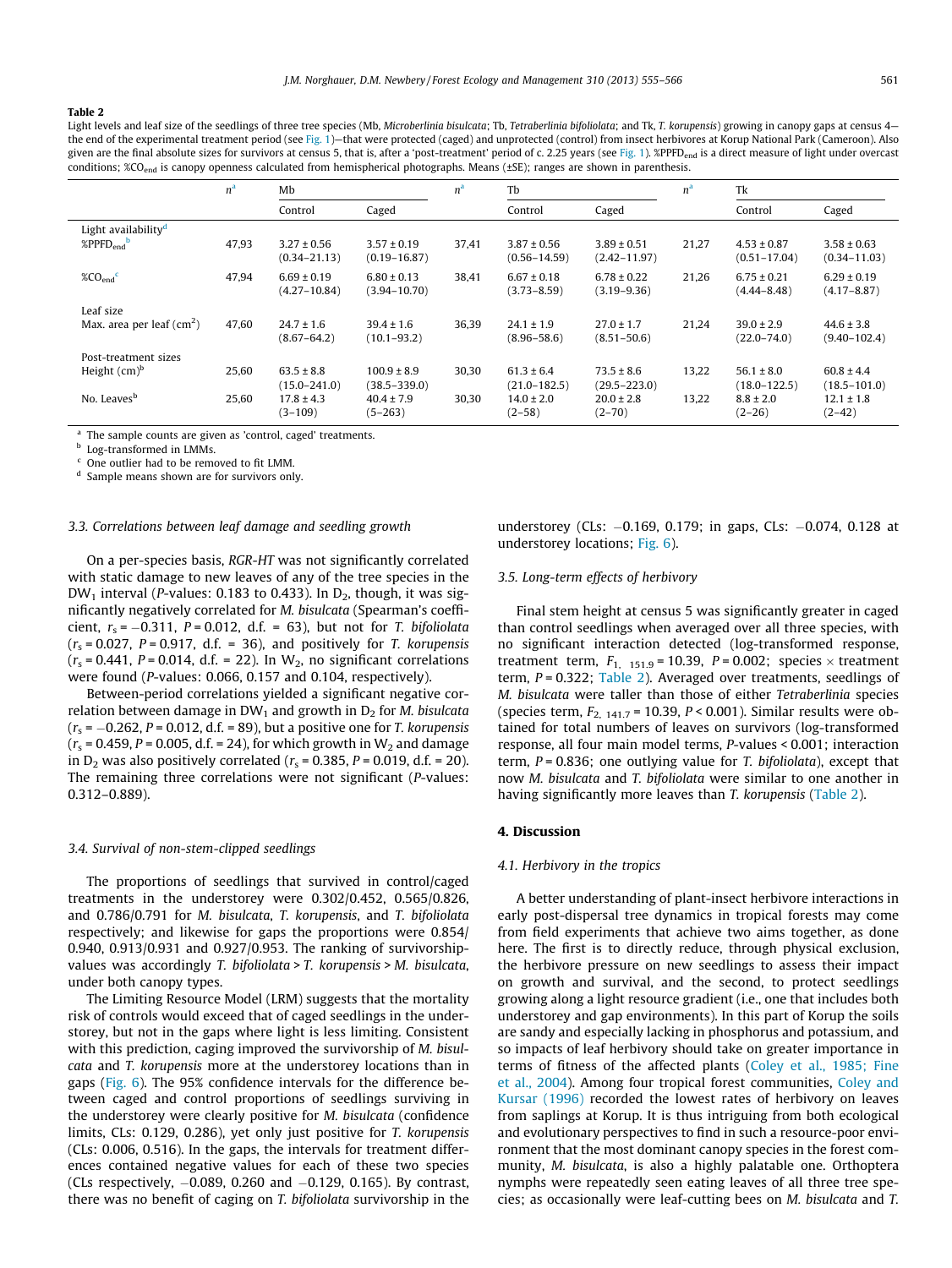**Table 2**

Light levels and leaf size of the seedlings of three tree species (Mb, *Microberlinia bisulcata*; Tb, *Tetraberlinia bifoliolata*; and Tk, *T. korupensis*) growing in canopy gaps at census 4—the end of the experimental treatment period (see Fig. 1)—that were protected (caged) and unprotected (control) from insect herbivores at Korup National Park (Cameroon). Also given are the final absolute sizes for survivors at census 5, that is, after a 'post-treatment' period of c. 2.25 years (see Fig. 1). $\%PPFD_{end}$ is a direct measure of light under overcast conditions; $\%CO_{end}$ is canopy openness calculated from hemispherical photographs. Means (±SE); ranges are shown in parenthesis.

| | $n$[a] | Mb | | $n$[a] | Tb | | $n$[a] | Tk | |
|---|---|---|---|---|---|---|---|---|---|
| | | Control | Caged | | Control | Caged | | Control | Caged |
| Light availability[d] | | | | | | | | | |
| $\%PPFD_{end}$[b] | 47,93 | 3.27 ± 0.56 (0.34–21.13) | 3.57 ± 0.19 (0.19–16.87) | 37,41 | 3.87 ± 0.56 (0.56–14.59) | 3.89 ± 0.51 (2.42–11.97) | 21,27 | 4.53 ± 0.87 (0.51–17.04) | 3.58 ± 0.63 (0.34–11.03) |
| $\%CO_{end}$[c] | 47,94 | 6.69 ± 0.19 (4.27–10.84) | 6.80 ± 0.13 (3.94–10.70) | 38,41 | 6.67 ± 0.18 (3.73–8.59) | 6.78 ± 0.22 (3.19–9.36) | 21,26 | 6.75 ± 0.21 (4.44–8.48) | 6.29 ± 0.19 (4.17–8.87) |
| Leaf size | | | | | | | | | |
| Max. area per leaf ($cm^2$) | 47,60 | 24.7 ± 1.6 (8.67–64.2) | 39.4 ± 1.6 (10.1–93.2) | 36,39 | 24.1 ± 1.9 (8.96–58.6) | 27.0 ± 1.7 (8.51–50.6) | 21,24 | 39.0 ± 2.9 (22.0–74.0) | 44.6 ± 3.8 (9.40–102.4) |
| Post-treatment sizes | | | | | | | | | |
| Height (cm)[b] | 25,60 | 63.5 ± 8.8 (15.0–241.0) | 100.9 ± 8.9 (38.5–339.0) | 30,30 | 61.3 ± 6.4 (21.0–182.5) | 73.5 ± 8.6 (29.5–223.0) | 13,22 | 56.1 ± 8.0 (18.0–122.5) | 60.8 ± 4.4 (18.5–101.0) |
| No. Leaves[b] | 25,60 | 17.8 ± 4.3 (3–109) | 40.4 ± 7.9 (5–263) | 30,30 | 14.0 ± 2.0 (2–58) | 20.0 ± 2.8 (2–70) | 13,22 | 8.8 ± 2.0 (2–26) | 12.1 ± 1.8 (2–42) |

[a] The sample counts are given as 'control, caged' treatments.
[b] Log-transformed in LMMs.
[c] One outlier had to be removed to fit LMM.
[d] Sample means shown are for survivors only.

### 3.3. Correlations between leaf damage and seedling growth

On a per-species basis, *RGR-HT* was not significantly correlated with static damage to new leaves of any of the tree species in the $DW_1$ interval (*P*-values: 0.183 to 0.433). In $D_2$, though, it was significantly negatively correlated for *M. bisulcata* (Spearman's coefficient, $r_s = -0.311$, $P = 0.012$, d.f. = 63), but not for *T. bifoliolata* ($r_s = 0.027$, $P = 0.917$, d.f. = 36), and positively for *T. korupensis* ($r_s = 0.441$, $P = 0.014$, d.f. = 22). In $W_2$, no significant correlations were found (*P*-values: 0.066, 0.157 and 0.104, respectively).

Between-period correlations yielded a significant negative correlation between damage in $DW_1$ and growth in $D_2$ for *M. bisulcata* ($r_s = -0.262$, $P = 0.012$, d.f. = 89), but a positive one for *T. korupensis* ($r_s = 0.459$, $P = 0.005$, d.f. = 24), for which growth in $W_2$ and damage in $D_2$ was also positively correlated ($r_s = 0.385$, $P = 0.019$, d.f. = 20). The remaining three correlations were not significant (*P*-values: 0.312–0.889).

### 3.4. Survival of non-stem-clipped seedlings

The proportions of seedlings that survived in control/caged treatments in the understorey were 0.302/0.452, 0.565/0.826, and 0.786/0.791 for *M. bisulcata*, *T. korupensis*, and *T. bifoliolata* respectively; and likewise for gaps the proportions were 0.854/0.940, 0.913/0.931 and 0.927/0.953. The ranking of survivorship-values was accordingly *T. bifoliolata* > *T. korupensis* > *M. bisulcata*, under both canopy types.

The Limiting Resource Model (LRM) suggests that the mortality risk of controls would exceed that of caged seedlings in the understorey, but not in the gaps where light is less limiting. Consistent with this prediction, caging improved the survivorship of *M. bisulcata* and *T. korupensis* more at the understorey locations than in gaps (Fig. 6). The 95% confidence intervals for the difference between caged and control proportions of seedlings surviving in the understorey were clearly positive for *M. bisulcata* (confidence limits, CLs: 0.129, 0.286), yet only just positive for *T. korupensis* (CLs: 0.006, 0.516). In the gaps, the intervals for treatment differences contained negative values for each of these two species (CLs respectively, −0.089, 0.260 and −0.129, 0.165). By contrast, there was no benefit of caging on *T. bifoliolata* survivorship in the understorey (CLs: −0.169, 0.179; in gaps, CLs: −0.074, 0.128 at understorey locations; Fig. 6).

### 3.5. Long-term effects of herbivory

Final stem height at census 5 was significantly greater in caged than control seedlings when averaged over all three species, with no significant interaction detected (log-transformed response, treatment term, $F_{1,\ 151.9} = 10.39$, $P = 0.002$; species × treatment term, $P = 0.322$; Table 2). Averaged over treatments, seedlings of *M. bisulcata* were taller than those of either *Tetraberlinia* species (species term, $F_{2,\ 141.7} = 10.39$, $P < 0.001$). Similar results were obtained for total numbers of leaves on survivors (log-transformed response, all four main model terms, *P*-values < 0.001; interaction term, $P = 0.836$; one outlying value for *T. bifoliolata*), except that now *M. bisulcata* and *T. bifoliolata* were similar to one another in having significantly more leaves than *T. korupensis* (Table 2).

## 4. Discussion

### 4.1. Herbivory in the tropics

A better understanding of plant-insect herbivore interactions in early post-dispersal tree dynamics in tropical forests may come from field experiments that achieve two aims together, as done here. The first is to directly reduce, through physical exclusion, the herbivore pressure on new seedlings to assess their impact on growth and survival, and the second, to protect seedlings growing along a light resource gradient (i.e., one that includes both understorey and gap environments). In this part of Korup the soils are sandy and especially lacking in phosphorus and potassium, and so impacts of leaf herbivory should take on greater importance in terms of fitness of the affected plants (Coley et al., 1985; Fine et al., 2004). Among four tropical forest communities, Coley and Kursar (1996) recorded the lowest rates of herbivory on leaves from saplings at Korup. It is thus intriguing from both ecological and evolutionary perspectives to find in such a resource-poor environment that the most dominant canopy species in the forest community, *M. bisulcata*, is also a highly palatable one. Orthoptera nymphs were repeatedly seen eating leaves of all three tree species; as occasionally were leaf-cutting bees on *M. bisulcata* and *T.*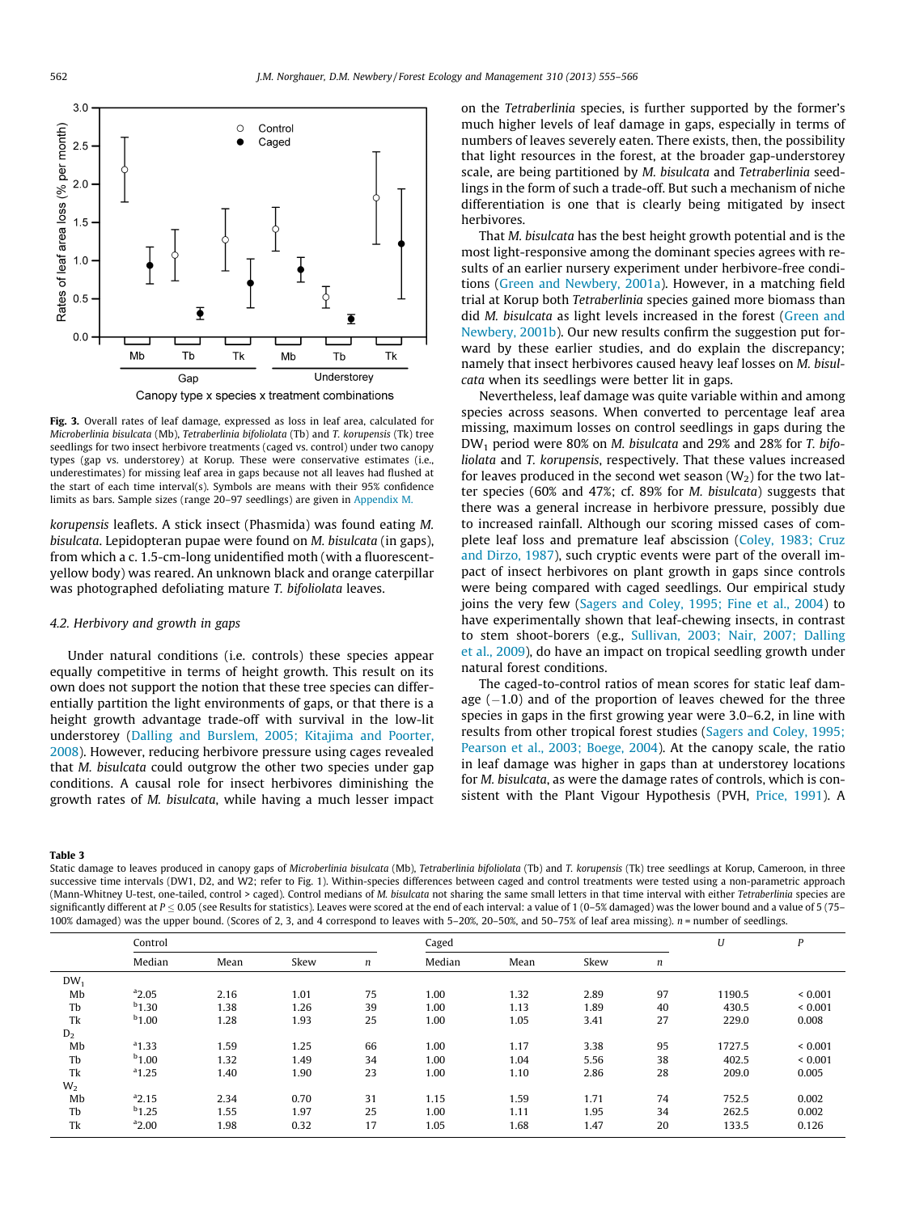3.0

2.5

2.0

1.5

1.0

0.5

0.0

Rates of leaf area loss (% per month)

Control

Caged

Mb Tb Tk Mb Tb Tk

Gap

Understorey

Canopy type x species x treatment combinations

**Fig. 3.** Overall rates of leaf damage, expressed as loss in leaf area, calculated for *Microberlinia bisulcata* (Mb), *Tetraberlinia bifoliolata* (Tb) and *T. korupensis* (Tk) tree seedlings for two insect herbivore treatments (caged vs. control) under two canopy types (gap vs. understorey) at Korup. These were conservative estimates (i.e., underestimates) for missing leaf area in gaps because not all leaves had flushed at the start of each time interval(s). Symbols are means with their 95% confidence limits as bars. Sample sizes (range 20–97 seedlings) are given in Appendix M.

*korupensis* leaflets. A stick insect (Phasmida) was found eating *M. bisulcata*. Lepidopteran pupae were found on *M. bisulcata* (in gaps), from which a c. 1.5-cm-long unidentified moth (with a fluorescent-yellow body) was reared. An unknown black and orange caterpillar was photographed defoliating mature *T. bifoliolata* leaves.

### 4.2. Herbivory and growth in gaps

Under natural conditions (i.e. controls) these species appear equally competitive in terms of height growth. This result on its own does not support the notion that these tree species can differentially partition the light environments of gaps, or that there is a height growth advantage trade-off with survival in the low-lit understorey (Dalling and Burslem, 2005; Kitajima and Poorter, 2008). However, reducing herbivore pressure using cages revealed that *M. bisulcata* could outgrow the other two species under gap conditions. A causal role for insect herbivores diminishing the growth rates of *M. bisulcata*, while having a much lesser impact on the *Tetraberlinia* species, is further supported by the former's much higher levels of leaf damage in gaps, especially in terms of numbers of leaves severely eaten. There exists, then, the possibility that light resources in the forest, at the broader gap-understorey scale, are being partitioned by *M. bisulcata* and *Tetraberlinia* seedlings in the form of such a trade-off. But such a mechanism of niche differentiation is one that is clearly being mitigated by insect herbivores.

That *M. bisulcata* has the best height growth potential and is the most light-responsive among the dominant species agrees with results of an earlier nursery experiment under herbivore-free conditions (Green and Newbery, 2001a). However, in a matching field trial at Korup both *Tetraberlinia* species gained more biomass than did *M. bisulcata* as light levels increased in the forest (Green and Newbery, 2001b). Our new results confirm the suggestion put forward by these earlier studies, and do explain the discrepancy; namely that insect herbivores caused heavy leaf losses on *M. bisulcata* when its seedlings were better lit in gaps.

Nevertheless, leaf damage was quite variable within and among species across seasons. When converted to percentage leaf area missing, maximum losses on control seedlings in gaps during the $DW_1$ period were 80% on *M. bisulcata* and 29% and 28% for *T. bifoliolata* and *T. korupensis*, respectively. That these values increased for leaves produced in the second wet season ($W_2$) for the two latter species (60% and 47%; cf. 89% for *M. bisulcata*) suggests that there was a general increase in herbivore pressure, possibly due to increased rainfall. Although our scoring missed cases of complete leaf loss and premature leaf abscission (Coley, 1983; Cruz and Dirzo, 1987), such cryptic events were part of the overall impact of insect herbivores on plant growth in gaps since controls were being compared with caged seedlings. Our empirical study joins the very few (Sagers and Coley, 1995; Fine et al., 2004) to have experimentally shown that leaf-chewing insects, in contrast to stem shoot-borers (e.g., Sullivan, 2003; Nair, 2007; Dalling et al., 2009), do have an impact on tropical seedling growth under natural forest conditions.

The caged-to-control ratios of mean scores for static leaf damage (−1.0) and of the proportion of leaves chewed for the three species in gaps in the first growing year were 3.0–6.2, in line with results from other tropical forest studies (Sagers and Coley, 1995; Pearson et al., 2003; Boege, 2004). At the canopy scale, the ratio in leaf damage was higher in gaps than at understorey locations for *M. bisulcata*, as were the damage rates of controls, which is consistent with the Plant Vigour Hypothesis (PVH, Price, 1991). A

**Table 3**
Static damage to leaves produced in canopy gaps of *Microberlinia bisulcata* (Mb), *Tetraberlinia bifoliolata* (Tb) and *T. korupensis* (Tk) tree seedlings at Korup, Cameroon, in three successive time intervals (DW1, D2, and W2; refer to Fig. 1). Within-species differences between caged and control treatments were tested using a non-parametric approach (Mann-Whitney U-test, one-tailed, control > caged). Control medians of *M. bisulcata* not sharing the same small letters in that time interval with either *Tetraberlinia* species are significantly different at $P \leq 0.05$ (see Results for statistics). Leaves were scored at the end of each interval: a value of 1 (0–5% damaged) was the lower bound and a value of 5 (75–100% damaged) was the upper bound. (Scores of 2, 3, and 4 correspond to leaves with 5–20%, 20–50%, and 50–75% of leaf area missing). n = number of seedlings.

| | Control | | | | Caged | | | | U | P |
|---|---|---|---|---|---|---|---|---|---|---|
| | Median | Mean | Skew | n | Median | Mean | Skew | n | | |
| $DW_1$ | | | | | | | | | | |
| Mb | a2.05 | 2.16 | 1.01 | 75 | 1.00 | 1.32 | 2.89 | 97 | 1190.5 | < 0.001 |
| Tb | b1.30 | 1.38 | 1.26 | 39 | 1.00 | 1.13 | 1.89 | 40 | 430.5 | < 0.001 |
| Tk | b1.00 | 1.28 | 1.93 | 25 | 1.00 | 1.05 | 3.41 | 27 | 229.0 | 0.008 |
| $D_2$ | | | | | | | | | | |
| Mb | a1.33 | 1.59 | 1.25 | 66 | 1.00 | 1.17 | 3.38 | 95 | 1727.5 | < 0.001 |
| Tb | b1.00 | 1.32 | 1.49 | 34 | 1.00 | 1.04 | 5.56 | 38 | 402.5 | < 0.001 |
| Tk | a1.25 | 1.40 | 1.90 | 23 | 1.00 | 1.10 | 2.86 | 28 | 209.0 | 0.005 |
| $W_2$ | | | | | | | | | | |
| Mb | a2.15 | 2.34 | 0.70 | 31 | 1.15 | 1.59 | 1.71 | 74 | 752.5 | 0.002 |
| Tb | b1.25 | 1.55 | 1.97 | 25 | 1.00 | 1.11 | 1.95 | 34 | 262.5 | 0.002 |
| Tk | a2.00 | 1.98 | 0.32 | 17 | 1.05 | 1.68 | 1.47 | 20 | 133.5 | 0.126 |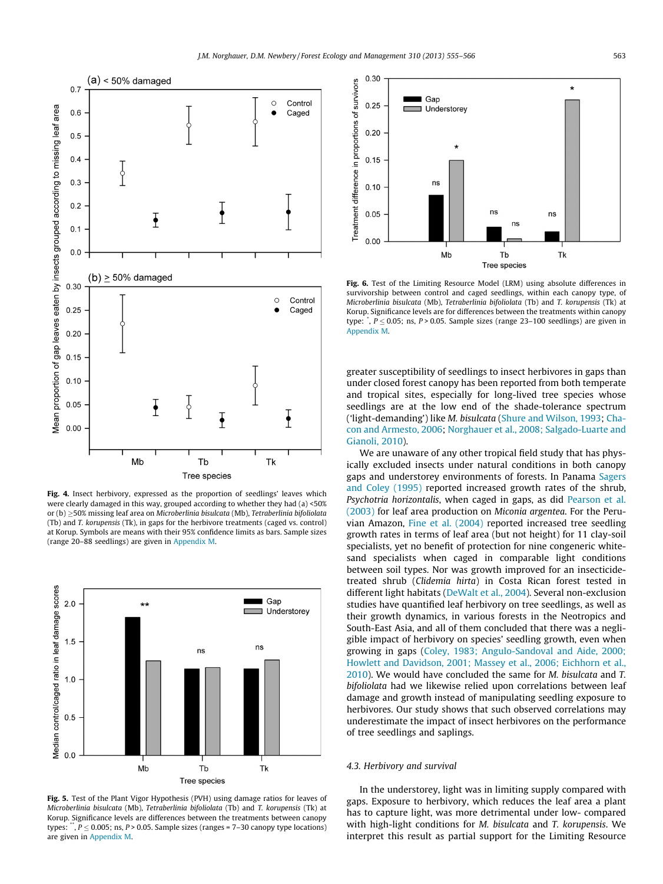(a) < 50% damaged

Mean proportion of gap leaves eaten by insects grouped according to missing leaf area

0.7
0.6
0.5
0.4
0.3
0.2
0.1
0.0

Control
Caged

(b) ≥ 50% damaged

0.30
0.25
0.20
0.15
0.10
0.05
0.00

Control
Caged

Mb
Tb
Tk
Tree species

**Fig. 4.** Insect herbivory, expressed as the proportion of seedlings' leaves which were clearly damaged in this way, grouped according to whether they had (a) <50% or (b) ≥50% missing leaf area on *Microberlinia bisulcata* (Mb), *Tetraberlinia bifoliolata* (Tb) and *T. korupensis* (Tk), in gaps for the herbivore treatments (caged vs. control) at Korup. Symbols are means with their 95% confidence limits as bars. Sample sizes (range 20–88 seedlings) are given in Appendix M.

Median control/caged ratio in leaf damage scores

2.0
1.5
1.0
0.5
0.0

Gap
Understorey

**
ns
ns

Mb
Tb
Tk
Tree species

**Fig. 5.** Test of the Plant Vigor Hypothesis (PVH) using damage ratios for leaves of *Microberlinia bisulcata* (Mb), *Tetraberlinia bifoliolata* (Tb) and *T. korupensis* (Tk) at Korup. Significance levels are differences between the treatments between canopy types: **, $P \leq 0.005$; ns, $P > 0.05$. Sample sizes (ranges = 7–30 canopy type locations) are given in Appendix M.

Treatment difference in proportions of survivors

0.30
0.25
0.20
0.15
0.10
0.05
0.00

Gap
Understorey

ns
*
ns
ns
ns
*

Mb
Tb
Tk
Tree species

**Fig. 6.** Test of the Limiting Resource Model (LRM) using absolute differences in survivorship between control and caged seedlings, within each canopy type, of *Microberlinia bisulcata* (Mb), *Tetraberlinia bifoliolata* (Tb) and *T. korupensis* (Tk) at Korup. Significance levels are for differences between the treatments within canopy type: *, $P \leq 0.05$; ns, $P > 0.05$. Sample sizes (range 23–100 seedlings) are given in Appendix M.

greater susceptibility of seedlings to insect herbivores in gaps than under closed forest canopy has been reported from both temperate and tropical sites, especially for long-lived tree species whose seedlings are at the low end of the shade-tolerance spectrum ('light-demanding') like *M. bisulcata* (Shure and Wilson, 1993; Chacon and Armesto, 2006; Norghauer et al., 2008; Salgado-Luarte and Gianoli, 2010).

We are unaware of any other tropical field study that has physically excluded insects under natural conditions in both canopy gaps and understorey environments of forests. In Panama Sagers and Coley (1995) reported increased growth rates of the shrub, *Psychotria horizontalis*, when caged in gaps, as did Pearson et al. (2003) for leaf area production on *Miconia argentea*. For the Peruvian Amazon, Fine et al. (2004) reported increased tree seedling growth rates in terms of leaf area (but not height) for 11 clay-soil specialists, yet no benefit of protection for nine congeneric white-sand specialists when caged in comparable light conditions between soil types. Nor was growth improved for an insecticide-treated shrub (*Clidemia hirta*) in Costa Rican forest tested in different light habitats (DeWalt et al., 2004). Several non-exclusion studies have quantified leaf herbivory on tree seedlings, as well as their growth dynamics, in various forests in the Neotropics and South-East Asia, and all of them concluded that there was a negligible impact of herbivory on species' seedling growth, even when growing in gaps (Coley, 1983; Angulo-Sandoval and Aide, 2000; Howlett and Davidson, 2001; Massey et al., 2006; Eichhorn et al., 2010). We would have concluded the same for *M. bisulcata* and *T. bifoliolata* had we likewise relied upon correlations between leaf damage and growth instead of manipulating seedling exposure to herbivores. Our study shows that such observed correlations may underestimate the impact of insect herbivores on the performance of tree seedlings and saplings.

### 4.3. Herbivory and survival

In the understorey, light was in limiting supply compared with gaps. Exposure to herbivory, which reduces the leaf area a plant has to capture light, was more detrimental under low- compared with high-light conditions for *M. bisulcata* and *T. korupensis*. We interpret this result as partial support for the Limiting Resource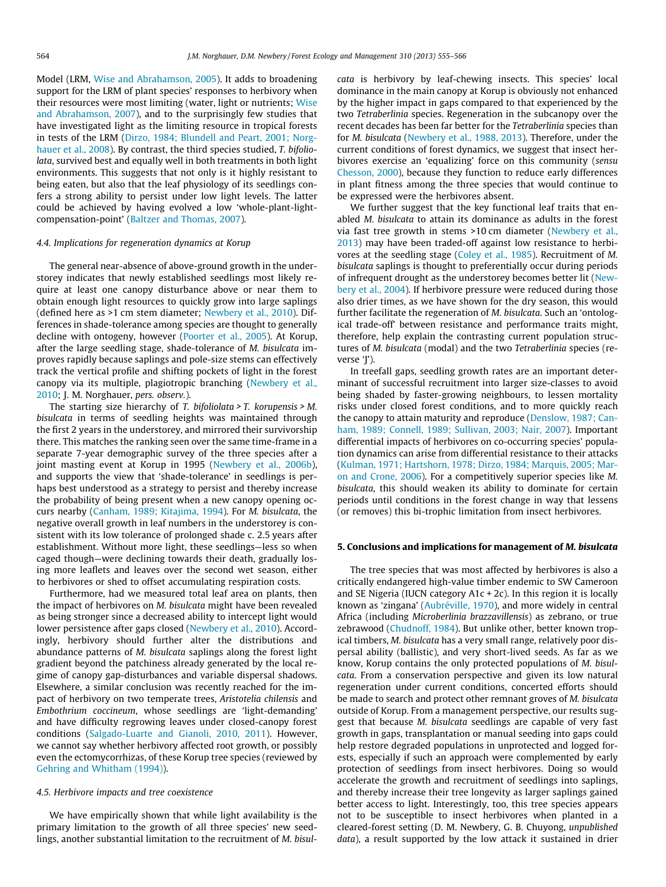Model (LRM, Wise and Abrahamson, 2005). It adds to broadening support for the LRM of plant species' responses to herbivory when their resources were most limiting (water, light or nutrients; Wise and Abrahamson, 2007), and to the surprisingly few studies that have investigated light as the limiting resource in tropical forests in tests of the LRM (Dirzo, 1984; Blundell and Peart, 2001; Norghauer et al., 2008). By contrast, the third species studied, *T. bifoliolata*, survived best and equally well in both treatments in both light environments. This suggests that not only is it highly resistant to being eaten, but also that the leaf physiology of its seedlings confers a strong ability to persist under low light levels. The latter could be achieved by having evolved a low 'whole-plant-light-compensation-point' (Baltzer and Thomas, 2007).

### 4.4. Implications for regeneration dynamics at Korup

The general near-absence of above-ground growth in the understorey indicates that newly established seedlings most likely require at least one canopy disturbance above or near them to obtain enough light resources to quickly grow into large saplings (defined here as >1 cm stem diameter; Newbery et al., 2010). Differences in shade-tolerance among species are thought to generally decline with ontogeny, however (Poorter et al., 2005). At Korup, after the large seedling stage, shade-tolerance of *M. bisulcata* improves rapidly because saplings and pole-size stems can effectively track the vertical profile and shifting pockets of light in the forest canopy via its multiple, plagiotropic branching (Newbery et al., 2010; J. M. Norghauer, *pers. observ.*).

The starting size hierarchy of *T. bifoliolata* > *T. korupensis* > *M. bisulcata* in terms of seedling heights was maintained through the first 2 years in the understorey, and mirrored their survivorship there. This matches the ranking seen over the same time-frame in a separate 7-year demographic survey of the three species after a joint masting event at Korup in 1995 (Newbery et al., 2006b), and supports the view that 'shade-tolerance' in seedlings is perhaps best understood as a strategy to persist and thereby increase the probability of being present when a new canopy opening occurs nearby (Canham, 1989; Kitajima, 1994). For *M. bisulcata*, the negative overall growth in leaf numbers in the understorey is consistent with its low tolerance of prolonged shade c. 2.5 years after establishment. Without more light, these seedlings—less so when caged though—were declining towards their death, gradually losing more leaflets and leaves over the second wet season, either to herbivores or shed to offset accumulating respiration costs.

Furthermore, had we measured total leaf area on plants, then the impact of herbivores on *M. bisulcata* might have been revealed as being stronger since a decreased ability to intercept light would lower persistence after gaps closed (Newbery et al., 2010). Accordingly, herbivory should further alter the distributions and abundance patterns of *M. bisulcata* saplings along the forest light gradient beyond the patchiness already generated by the local regime of canopy gap-disturbances and variable dispersal shadows. Elsewhere, a similar conclusion was recently reached for the impact of herbivory on two temperate trees, *Aristotelia chilensis* and *Embothrium coccineum*, whose seedlings are 'light-demanding' and have difficulty regrowing leaves under closed-canopy forest conditions (Salgado-Luarte and Gianoli, 2010, 2011). However, we cannot say whether herbivory affected root growth, or possibly even the ectomycorrhizas, of these Korup tree species (reviewed by Gehring and Whitham (1994)).

### 4.5. Herbivore impacts and tree coexistence

We have empirically shown that while light availability is the primary limitation to the growth of all three species' new seedlings, another substantial limitation to the recruitment of *M. bisulcata* is herbivory by leaf-chewing insects. This species' local dominance in the main canopy at Korup is obviously not enhanced by the higher impact in gaps compared to that experienced by the two *Tetraberlinia* species. Regeneration in the subcanopy over the recent decades has been far better for the *Tetraberlinia* species than for *M. bisulcata* (Newbery et al., 1988, 2013). Therefore, under the current conditions of forest dynamics, we suggest that insect herbivores exercise an 'equalizing' force on this community (*sensu* Chesson, 2000), because they function to reduce early differences in plant fitness among the three species that would continue to be expressed were the herbivores absent.

We further suggest that the key functional leaf traits that enabled *M. bisulcata* to attain its dominance as adults in the forest via fast tree growth in stems >10 cm diameter (Newbery et al., 2013) may have been traded-off against low resistance to herbivores at the seedling stage (Coley et al., 1985). Recruitment of *M. bisulcata* saplings is thought to preferentially occur during periods of infrequent drought as the understorey becomes better lit (Newbery et al., 2004). If herbivore pressure were reduced during those also drier times, as we have shown for the dry season, this would further facilitate the regeneration of *M. bisulcata*. Such an 'ontogelical trade-off' between resistance and performance traits might, therefore, help explain the contrasting current population structures of *M. bisulcata* (modal) and the two *Tetraberlinia* species (reverse 'J').

In treefall gaps, seedling growth rates are an important determinant of successful recruitment into larger size-classes to avoid being shaded by faster-growing neighbours, to lessen mortality risks under closed forest conditions, and to more quickly reach the canopy to attain maturity and reproduce (Denslow, 1987; Canham, 1989; Connell, 1989; Sullivan, 2003; Nair, 2007). Important differential impacts of herbivores on co-occurring species' population dynamics can arise from differential resistance to their attacks (Kulman, 1971; Hartshorn, 1978; Dirzo, 1984; Marquis, 2005; Maron and Crone, 2006). For a competitively superior species like *M. bisulcata*, this should weaken its ability to dominate for certain periods until conditions in the forest change in way that lessens (or removes) this bi-trophic limitation from insect herbivores.

## 5. Conclusions and implications for management of *M. bisulcata*

The tree species that was most affected by herbivores is also a critically endangered high-value timber endemic to SW Cameroon and SE Nigeria (IUCN category A1c + 2c). In this region it is locally known as 'zingana' (Aubréville, 1970), and more widely in central Africa (including *Microberlinia brazzavillensis*) as zebrano, or true zebrawood (Chudnoff, 1984). But unlike other, better known tropical timbers, *M. bisulcata* has a very small range, relatively poor dispersal ability (ballistic), and very short-lived seeds. As far as we know, Korup contains the only protected populations of *M. bisulcata*. From a conservation perspective and given its low natural regeneration under current conditions, concerted efforts should be made to search and protect other remnant groves of *M. bisulcata* outside of Korup. From a management perspective, our results suggest that because *M. bisulcata* seedlings are capable of very fast growth in gaps, transplantation or manual seeding into gaps could help restore degraded populations in unprotected and logged forests, especially if such an approach were complemented by early protection of seedlings from insect herbivores. Doing so would accelerate the growth and recruitment of seedlings into saplings, and thereby increase their tree longevity as larger saplings gained better access to light. Interestingly, too, this tree species appears not to be susceptible to insect herbivores when planted in a cleared-forest setting (D. M. Newbery, G. B. Chuyong, *unpublished data*), a result supported by the low attack it sustained in drier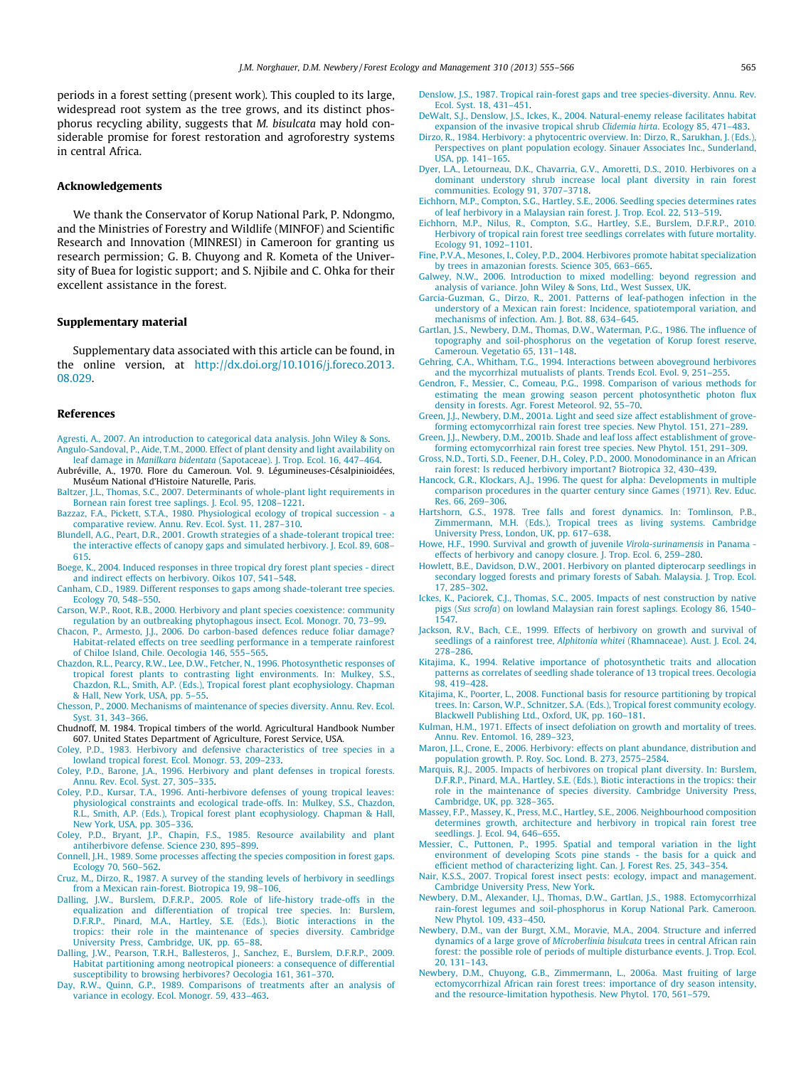periods in a forest setting (present work). This coupled to its large, widespread root system as the tree grows, and its distinct phosphorus recycling ability, suggests that *M. bisulcata* may hold considerable promise for forest restoration and agroforestry systems in central Africa.

## Acknowledgements

We thank the Conservator of Korup National Park, P. Ndongmo, and the Ministries of Forestry and Wildlife (MINFOF) and Scientific Research and Innovation (MINRESI) in Cameroon for granting us research permission; G. B. Chuyong and R. Kometa of the University of Buea for logistic support; and S. Njibile and C. Ohka for their excellent assistance in the forest.

## Supplementary material

Supplementary data associated with this article can be found, in the online version, at http://dx.doi.org/10.1016/j.foreco.2013.08.029.

## References

Agresti, A., 2007. An introduction to categorical data analysis. John Wiley & Sons.
Angulo-Sandoval, P., Aide, T.M., 2000. Effect of plant density and light availability on leaf damage in *Manilkara bidentata* (Sapotaceae). J. Trop. Ecol. 16, 447–464.
Aubréville, A., 1970. Flore du Cameroun. Vol. 9. Légumineuses-Césalpinioidées, Muséum National d'Histoire Naturelle, Paris.
Baltzer, J.L., Thomas, S.C., 2007. Determinants of whole-plant light requirements in Bornean rain forest tree saplings. J. Ecol. 95, 1208–1221.
Bazzaz, F.A., Pickett, S.T.A., 1980. Physiological ecology of tropical succession - a comparative review. Annu. Rev. Ecol. Syst. 11, 287–310.
Blundell, A.G., Peart, D.R., 2001. Growth strategies of a shade-tolerant tropical tree: the interactive effects of canopy gaps and simulated herbivory. J. Ecol. 89, 608–615.
Boege, K., 2004. Induced responses in three tropical dry forest plant species - direct and indirect effects on herbivory. Oikos 107, 541–548.
Canham, C.D., 1989. Different responses to gaps among shade-tolerant tree species. Ecology 70, 548–550.
Carson, W.P., Root, R.B., 2000. Herbivory and plant species coexistence: community regulation by an outbreaking phytophagous insect. Ecol. Monogr. 70, 73–99.
Chacon, P., Armesto, J.J., 2006. Do carbon-based defences reduce foliar damage? Habitat-related effects on tree seedling performance in a temperate rainforest of Chiloe Island, Chile. Oecologia 146, 555–565.
Chazdon, R.L., Pearcy, R.W., Lee, D.W., Fetcher, N., 1996. Photosynthetic responses of tropical forest plants to contrasting light environments. In: Mulkey, S.S., Chazdon, R.L., Smith, A.P. (Eds.), Tropical forest plant ecophysiology. Chapman & Hall, New York, USA, pp. 5–55.
Chesson, P., 2000. Mechanisms of maintenance of species diversity. Annu. Rev. Ecol. Syst. 31, 343–366.
Chudnoff, M. 1984. Tropical timbers of the world. Agricultural Handbook Number 607. United States Department of Agriculture, Forest Service, USA.
Coley, P.D., 1983. Herbivory and defensive characteristics of tree species in a lowland tropical forest. Ecol. Monogr. 53, 209–233.
Coley, P.D., Barone, J.A., 1996. Herbivory and plant defenses in tropical forests. Annu. Rev. Ecol. Syst. 27, 305–335.
Coley, P.D., Kursar, T.A., 1996. Anti-herbivore defenses of young tropical leaves: physiological constraints and ecological trade-offs. In: Mulkey, S.S., Chazdon, R.L., Smith, A.P. (Eds.), Tropical forest plant ecophysiology. Chapman & Hall, New York, USA, pp. 305–336.
Coley, P.D., Bryant, J.P., Chapin, F.S., 1985. Resource availability and plant antiherbivore defense. Science 230, 895–899.
Connell, J.H., 1989. Some processes affecting the species composition in forest gaps. Ecology 70, 560–562.
Cruz, M., Dirzo, R., 1987. A survey of the standing levels of herbivory in seedlings from a Mexican rain-forest. Biotropica 19, 98–106.
Dalling, J.W., Burslem, D.F.R.P., 2005. Role of life-history trade-offs in the equalization and differentiation of tropical tree species. In: Burslem, D.F.R.P., Pinard, M.A., Hartley, S.E. (Eds.), Biotic interactions in the tropics: their role in the maintenance of species diversity. Cambridge University Press, Cambridge, UK, pp. 65–88.
Dalling, J.W., Pearson, T.R.H., Ballesteros, J., Sanchez, E., Burslem, D.F.R.P., 2009. Habitat partitioning among neotropical pioneers: a consequence of differential susceptibility to browsing herbivores? Oecologia 161, 361–370.
Day, R.W., Quinn, G.P., 1989. Comparisons of treatments after an analysis of variance in ecology. Ecol. Monogr. 59, 433–463.
Denslow, J.S., 1987. Tropical rain-forest gaps and tree species-diversity. Annu. Rev. Ecol. Syst. 18, 431–451.
DeWalt, S.J., Denslow, J.S., Ickes, K., 2004. Natural-enemy release facilitates habitat expansion of the invasive tropical shrub *Clidemia hirta*. Ecology 85, 471–483.
Dirzo, R., 1984. Herbivory: a phytocentric overview. In: Dirzo, R., Sarukhan, J. (Eds.), Perspectives on plant population ecology. Sinauer Associates Inc., Sunderland, USA, pp. 141–165.
Dyer, L.A., Letourneau, D.K., Chavarria, G.V., Amoretti, D.S., 2010. Herbivores on a dominant understory shrub increase local plant diversity in rain forest communities. Ecology 91, 3707–3718.
Eichhorn, M.P., Compton, S.G., Hartley, S.E., 2006. Seedling species determines rates of leaf herbivory in a Malaysian rain forest. J. Trop. Ecol. 22, 513–519.
Eichhorn, M.P., Nilus, R., Compton, S.G., Hartley, S.E., Burslem, D.F.R.P., 2010. Herbivory of tropical rain forest tree seedlings correlates with future mortality. Ecology 91, 1092–1101.
Fine, P.V.A., Mesones, I., Coley, P.D., 2004. Herbivores promote habitat specialization by trees in amazonian forests. Science 305, 663–665.
Galwey, N.W., 2006. Introduction to mixed modelling: beyond regression and analysis of variance. John Wiley & Sons, Ltd., West Sussex, UK.
Garcia-Guzman, G., Dirzo, R., 2001. Patterns of leaf-pathogen infection in the understory of a Mexican rain forest: Incidence, spatiotemporal variation, and mechanisms of infection. Am. J. Bot. 88, 634–645.
Gartlan, J.S., Newbery, D.M., Thomas, D.W., Waterman, P.G., 1986. The influence of topography and soil-phosphorus on the vegetation of Korup forest reserve, Cameroun. Vegetatio 65, 131–148.
Gehring, C.A., Whitham, T.G., 1994. Interactions between aboveground herbivores and the mycorrhizal mutualists of plants. Trends Ecol. Evol. 9, 251–255.
Gendron, F., Messier, C., Comeau, P.G., 1998. Comparison of various methods for estimating the mean growing season percent photosynthetic photon flux density in forests. Agr. Forest Meteorol. 92, 55–70.
Green, J.J., Newbery, D.M., 2001a. Light and seed size affect establishment of grove-forming ectomycorrhizal rain forest tree species. New Phytol. 151, 271–289.
Green, J.J., Newbery, D.M., 2001b. Shade and leaf loss affect establishment of grove-forming ectomycorrhizal rain forest tree species. New Phytol. 151, 291–309.
Gross, N.D., Torti, S.D., Feener, D.H., Coley, P.D., 2000. Monodominance in an African rain forest: Is reduced herbivory important? Biotropica 32, 430–439.
Hancock, G.R., Klockars, A.J., 1996. The quest for alpha: Developments in multiple comparison procedures in the quarter century since Games (1971). Rev. Educ. Res. 66, 269–306.
Hartshorn, G.S., 1978. Tree falls and forest dynamics. In: Tomlinson, P.B., Zimmermann, M.H. (Eds.), Tropical trees as living systems. Cambridge University Press, London, UK, pp. 617–638.
Howe, H.F., 1990. Survival and growth of juvenile *Virola-surinamensis* in Panama - effects of herbivory and canopy closure. J. Trop. Ecol. 6, 259–280.
Howlett, B.E., Davidson, D.W., 2001. Herbivory on planted dipterocarp seedlings in secondary logged forests and primary forests of Sabah. Malaysia. J. Trop. Ecol. 17, 285–302.
Ickes, K., Paciorek, C.J., Thomas, S.C., 2005. Impacts of nest construction by native pigs (*Sus scrofa*) on lowland Malaysian rain forest saplings. Ecology 86, 1540–1547.
Jackson, R.V., Bach, C.E., 1999. Effects of herbivory on growth and survival of seedlings of a rainforest tree, *Alphitonia whitei* (Rhamnaceae). Aust. J. Ecol. 24, 278–286.
Kitajima, K., 1994. Relative importance of photosynthetic traits and allocation patterns as correlates of seedling shade tolerance of 13 tropical trees. Oecologia 98, 419–428.
Kitajima, K., Poorter, L., 2008. Functional basis for resource partitioning by tropical trees. In: Carson, W.P., Schnitzer, S.A. (Eds.), Tropical forest community ecology. Blackwell Publishing Ltd., Oxford, UK, pp. 160–181.
Kulman, H.M., 1971. Effects of insect defoliation on growth and mortality of trees. Annu. Rev. Entomol. 16, 289–323.
Maron, J.L., Crone, E., 2006. Herbivory: effects on plant abundance, distribution and population growth. P. Roy. Soc. Lond. B. 273, 2575–2584.
Marquis, R.J., 2005. Impacts of herbivores on tropical plant diversity. In: Burslem, D.F.R.P., Pinard, M.A., Hartley, S.E. (Eds.), Biotic interactions in the tropics: their role in the maintenance of species diversity. Cambridge University Press, Cambridge, UK, pp. 328–365.
Massey, F.P., Massey, K., Press, M.C., Hartley, S.E., 2006. Neighbourhood composition determines growth, architecture and herbivory in tropical rain forest tree seedlings. J. Ecol. 94, 646–655.
Messier, C., Puttonen, P., 1995. Spatial and temporal variation in the light environment of developing Scots pine stands - the basis for a quick and efficient method of characterizing light. Can. J. Forest Res. 25, 343–354.
Nair, K.S.S., 2007. Tropical forest insect pests: ecology, impact and management. Cambridge University Press, New York.
Newbery, D.M., Alexander, I.J., Thomas, D.W., Gartlan, J.S., 1988. Ectomycorrhizal rain-forest legumes and soil-phosphorus in Korup National Park. Cameroon. New Phytol. 109, 433–450.
Newbery, D.M., van der Burgt, X.M., Moravie, M.A., 2004. Structure and inferred dynamics of a large grove of *Microberlinia bisulcata* trees in central African rain forest: the possible role of periods of multiple disturbance events. J. Trop. Ecol. 20, 131–143.
Newbery, D.M., Chuyong, G.B., Zimmermann, L., 2006a. Mast fruiting of large ectomycorrhizal African rain forest trees: importance of dry season intensity, and the resource-limitation hypothesis. New Phytol. 170, 561–579.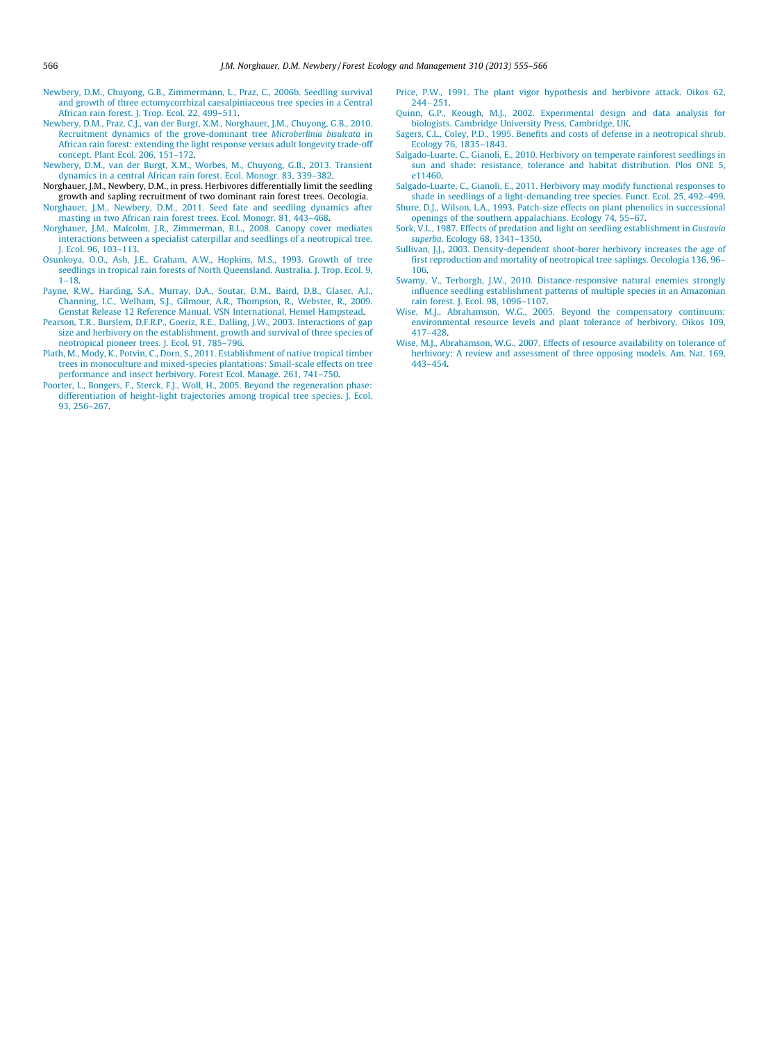Newbery, D.M., Chuyong, G.B., Zimmermann, L., Praz, C., 2006b. Seedling survival and growth of three ectomycorrhizal caesalpiniaceous tree species in a Central African rain forest. J. Trop. Ecol. 22, 499–511.

Newbery, D.M., Praz, C.J., van der Burgt, X.M., Norghauer, J.M., Chuyong, G.B., 2010. Recruitment dynamics of the grove-dominant tree *Microberlinia bisulcata* in African rain forest: extending the light response versus adult longevity trade-off concept. Plant Ecol. 206, 151–172.

Newbery, D.M., van der Burgt, X.M., Worbes, M., Chuyong, G.B., 2013. Transient dynamics in a central African rain forest. Ecol. Monogr. 83, 339–382.

Norghauer, J.M., Newbery, D.M., in press. Herbivores differentially limit the seedling growth and sapling recruitment of two dominant rain forest trees. Oecologia.

Norghauer, J.M., Newbery, D.M., 2011. Seed fate and seedling dynamics after masting in two African rain forest trees. Ecol. Monogr. 81, 443–468.

Norghauer, J.M., Malcolm, J.R., Zimmerman, B.L., 2008. Canopy cover mediates interactions between a specialist caterpillar and seedlings of a neotropical tree. J. Ecol. 96, 103–113.

Osunkoya, O.O., Ash, J.E., Graham, A.W., Hopkins, M.S., 1993. Growth of tree seedlings in tropical rain forests of North Queensland. Australia. J. Trop. Ecol. 9, 1–18.

Payne, R.W., Harding, S.A., Murray, D.A., Soutar, D.M., Baird, D.B., Glaser, A.I., Channing, I.C., Welham, S.J., Gilmour, A.R., Thompson, R., Webster, R., 2009. Genstat Release 12 Reference Manual. VSN International, Hemel Hampstead.

Pearson, T.R., Burslem, D.F.R.P., Goeriz, R.E., Dalling, J.W., 2003. Interactions of gap size and herbivory on the establishment, growth and survival of three species of neotropical pioneer trees. J. Ecol. 91, 785–796.

Plath, M., Mody, K., Potvin, C., Dorn, S., 2011. Establishment of native tropical timber trees in monoculture and mixed-species plantations: Small-scale effects on tree performance and insect herbivory. Forest Ecol. Manage. 261, 741–750.

Poorter, L., Bongers, F., Sterck, F.J., Woll, H., 2005. Beyond the regeneration phase: differentiation of height-light trajectories among tropical tree species. J. Ecol. 93, 256–267.

Price, P.W., 1991. The plant vigor hypothesis and herbivore attack. Oikos 62, 244–251.

Quinn, G.P., Keough, M.J., 2002. Experimental design and data analysis for biologists. Cambridge University Press, Cambridge, UK.

Sagers, C.L., Coley, P.D., 1995. Benefits and costs of defense in a neotropical shrub. Ecology 76, 1835–1843.

Salgado-Luarte, C., Gianoli, E., 2010. Herbivory on temperate rainforest seedlings in sun and shade: resistance, tolerance and habitat distribution. Plos ONE 5, e11460.

Salgado-Luarte, C., Gianoli, E., 2011. Herbivory may modify functional responses to shade in seedlings of a light-demanding tree species. Funct. Ecol. 25, 492–499.

Shure, D.J., Wilson, L.A., 1993. Patch-size effects on plant phenolics in successional openings of the southern appalachians. Ecology 74, 55–67.

Sork, V.L., 1987. Effects of predation and light on seedling establishment in *Gustavia superba*. Ecology 68, 1341–1350.

Sullivan, J.J., 2003. Density-dependent shoot-borer herbivory increases the age of first reproduction and mortality of neotropical tree saplings. Oecologia 136, 96–106.

Swamy, V., Terborgh, J.W., 2010. Distance-responsive natural enemies strongly influence seedling establishment patterns of multiple species in an Amazonian rain forest. J. Ecol. 98, 1096–1107.

Wise, M.J., Abrahamson, W.G., 2005. Beyond the compensatory continuum: environmental resource levels and plant tolerance of herbivory. Oikos 109, 417–428.

Wise, M.J., Abrahamson, W.G., 2007. Effects of resource availability on tolerance of herbivory: A review and assessment of three opposing models. Am. Nat. 169, 443–454.